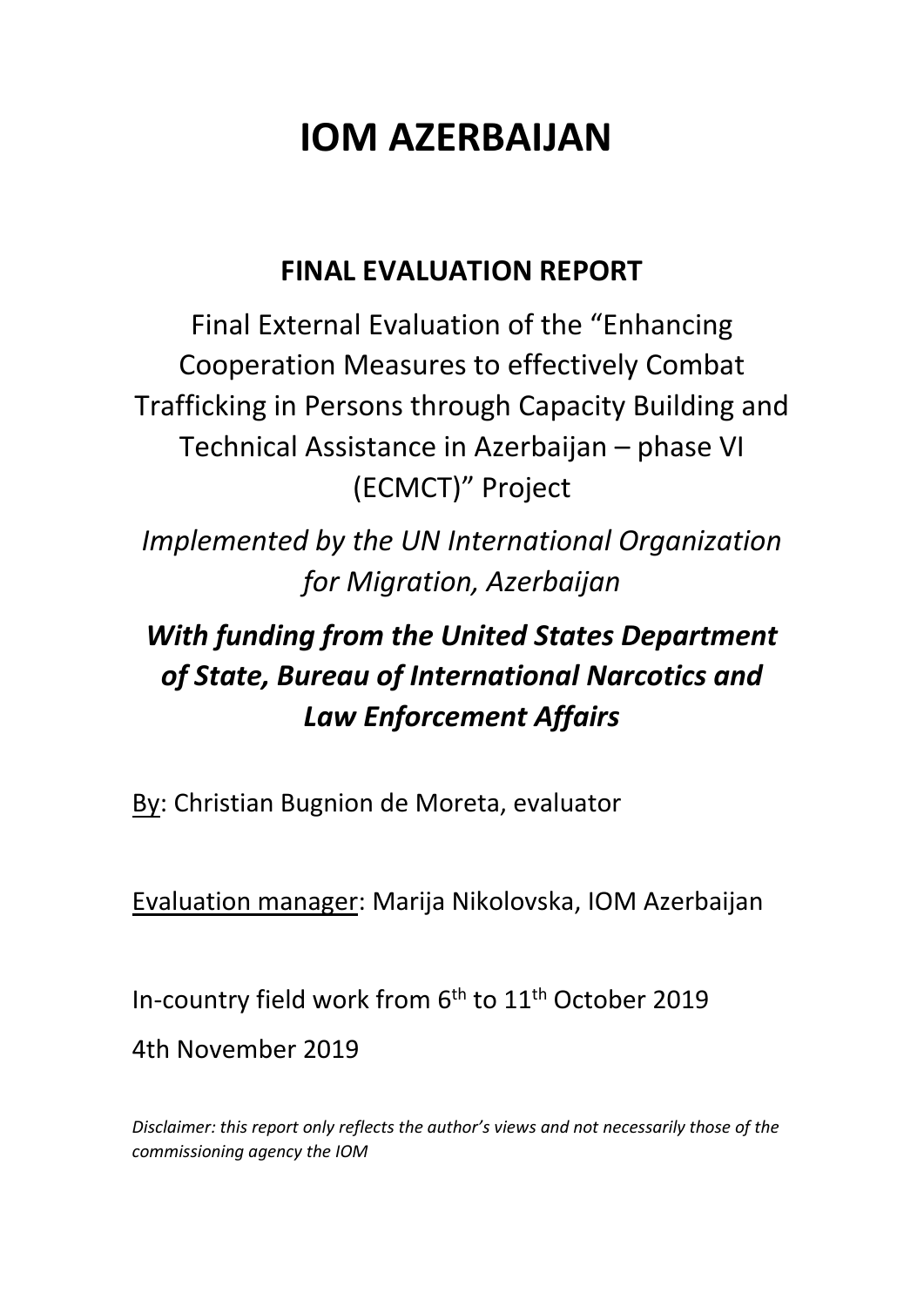# IOM AZERBAIJAN

## FINAL EVALUATION REPORT

Final External Evaluation of the "Enhancing Cooperation Measures to effectively Combat Trafficking in Persons through Capacity Building and Technical Assistance in Azerbaijan – phase VI (ECMCT)" Project

*Implemented by the UN International Organization for Migration, Azerbaijan*

***With funding from the United States Department of State, Bureau of International Narcotics and Law Enforcement Affairs***

By: Christian Bugnion de Moreta, evaluator

Evaluation manager: Marija Nikolovska, IOM Azerbaijan

In-country field work from 6th to 11th October 2019

4th November 2019

*Disclaimer: this report only reflects the author's views and not necessarily those of the commissioning agency the IOM*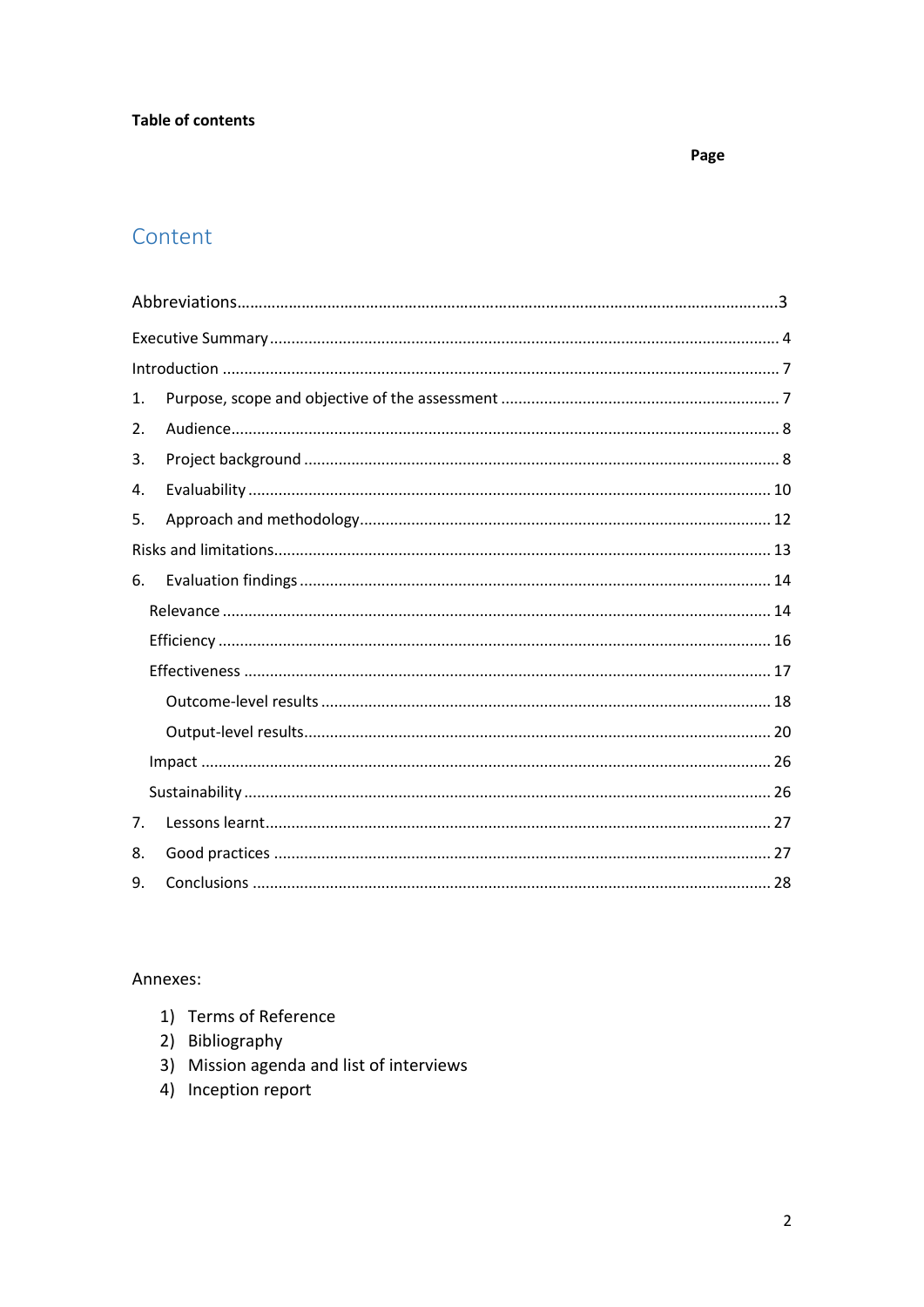**Table of contents**

Page

## Content

Abbreviations......3

Executive Summary......4

Introduction......7

1. Purpose, scope and objective of the assessment......7
2. Audience......8
3. Project background......8
4. Evaluability......10
5. Approach and methodology......12

Risks and limitations......13

6. Evaluation findings......14
   - Relevance......14
   - Efficiency......16
   - Effectiveness......17
     - Outcome-level results......18
     - Output-level results......20
   - Impact......26
   - Sustainability......26
7. Lessons learnt......27
8. Good practices......27
9. Conclusions......28

Annexes:

1) Terms of Reference
2) Bibliography
3) Mission agenda and list of interviews
4) Inception report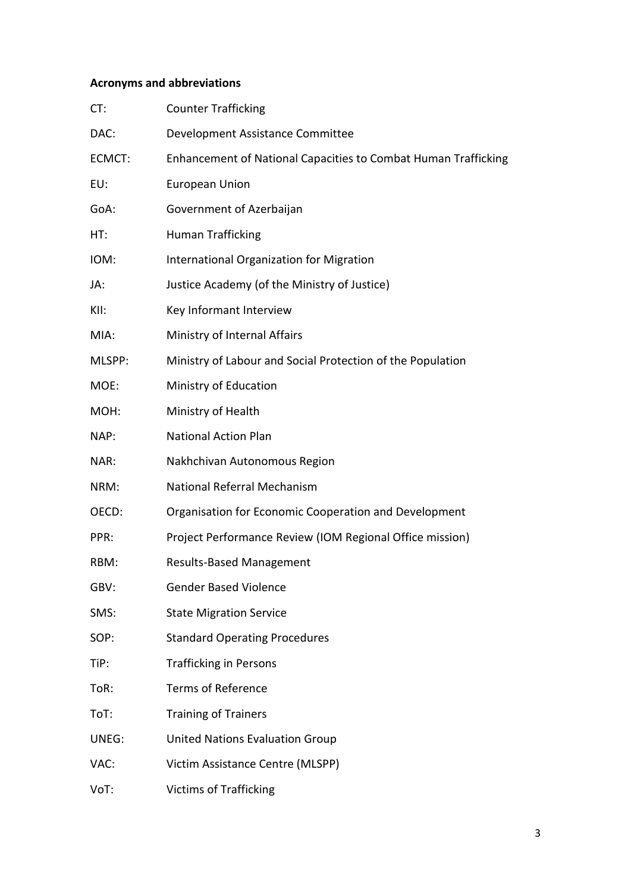**Acronyms and abbreviations**

| | |
|---|---|
| CT: | Counter Trafficking |
| DAC: | Development Assistance Committee |
| ECMCT: | Enhancement of National Capacities to Combat Human Trafficking |
| EU: | European Union |
| GoA: | Government of Azerbaijan |
| HT: | Human Trafficking |
| IOM: | International Organization for Migration |
| JA: | Justice Academy (of the Ministry of Justice) |
| KII: | Key Informant Interview |
| MIA: | Ministry of Internal Affairs |
| MLSPP: | Ministry of Labour and Social Protection of the Population |
| MOE: | Ministry of Education |
| MOH: | Ministry of Health |
| NAP: | National Action Plan |
| NAR: | Nakhchivan Autonomous Region |
| NRM: | National Referral Mechanism |
| OECD: | Organisation for Economic Cooperation and Development |
| PPR: | Project Performance Review (IOM Regional Office mission) |
| RBM: | Results-Based Management |
| GBV: | Gender Based Violence |
| SMS: | State Migration Service |
| SOP: | Standard Operating Procedures |
| TiP: | Trafficking in Persons |
| ToR: | Terms of Reference |
| ToT: | Training of Trainers |
| UNEG: | United Nations Evaluation Group |
| VAC: | Victim Assistance Centre (MLSPP) |
| VoT: | Victims of Trafficking |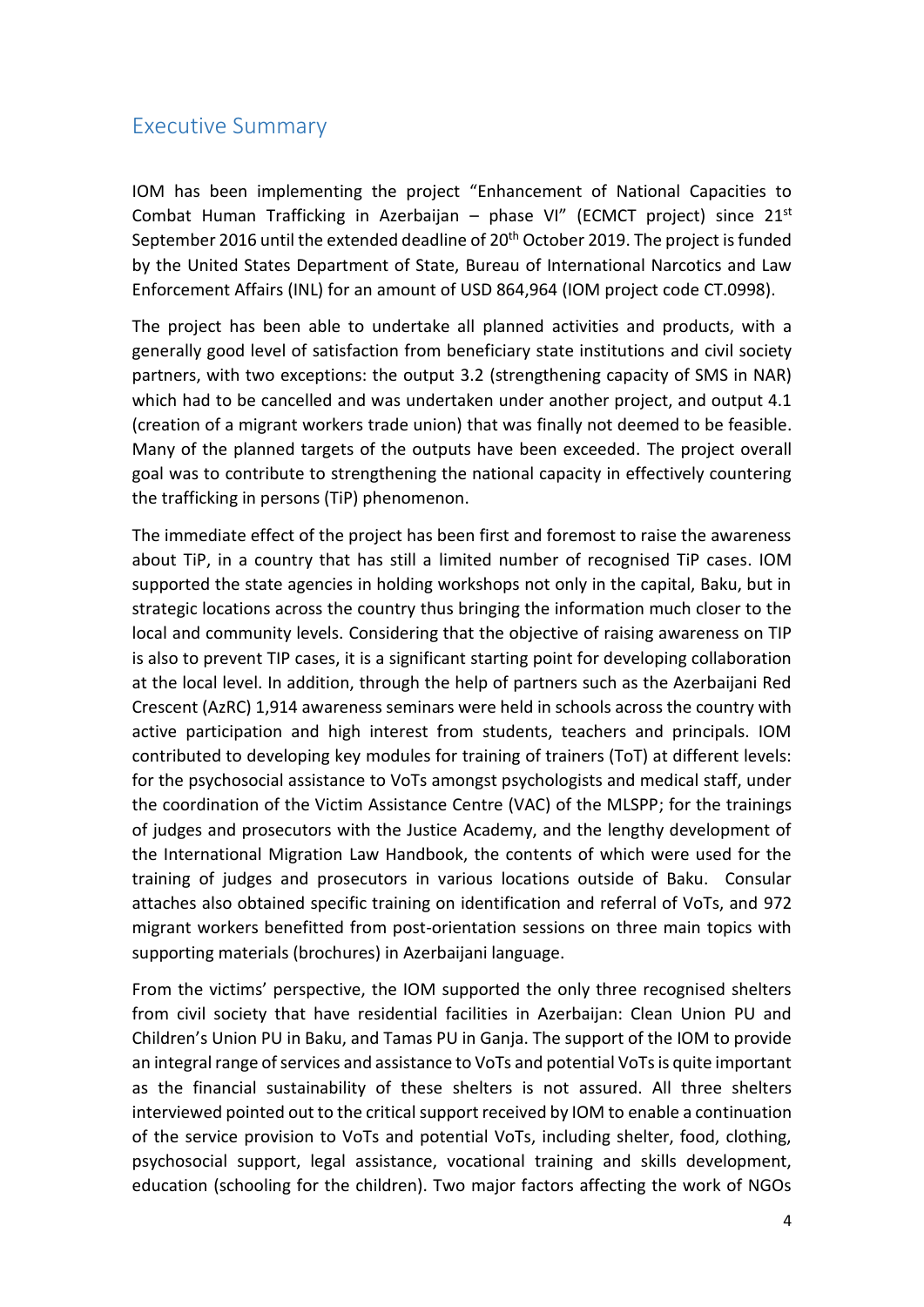## Executive Summary

IOM has been implementing the project "Enhancement of National Capacities to Combat Human Trafficking in Azerbaijan – phase VI" (ECMCT project) since 21st September 2016 until the extended deadline of 20th October 2019. The project is funded by the United States Department of State, Bureau of International Narcotics and Law Enforcement Affairs (INL) for an amount of USD 864,964 (IOM project code CT.0998).

The project has been able to undertake all planned activities and products, with a generally good level of satisfaction from beneficiary state institutions and civil society partners, with two exceptions: the output 3.2 (strengthening capacity of SMS in NAR) which had to be cancelled and was undertaken under another project, and output 4.1 (creation of a migrant workers trade union) that was finally not deemed to be feasible. Many of the planned targets of the outputs have been exceeded. The project overall goal was to contribute to strengthening the national capacity in effectively countering the trafficking in persons (TiP) phenomenon.

The immediate effect of the project has been first and foremost to raise the awareness about TiP, in a country that has still a limited number of recognised TiP cases. IOM supported the state agencies in holding workshops not only in the capital, Baku, but in strategic locations across the country thus bringing the information much closer to the local and community levels. Considering that the objective of raising awareness on TIP is also to prevent TIP cases, it is a significant starting point for developing collaboration at the local level. In addition, through the help of partners such as the Azerbaijani Red Crescent (AzRC) 1,914 awareness seminars were held in schools across the country with active participation and high interest from students, teachers and principals. IOM contributed to developing key modules for training of trainers (ToT) at different levels: for the psychosocial assistance to VoTs amongst psychologists and medical staff, under the coordination of the Victim Assistance Centre (VAC) of the MLSPP; for the trainings of judges and prosecutors with the Justice Academy, and the lengthy development of the International Migration Law Handbook, the contents of which were used for the training of judges and prosecutors in various locations outside of Baku. Consular attaches also obtained specific training on identification and referral of VoTs, and 972 migrant workers benefitted from post-orientation sessions on three main topics with supporting materials (brochures) in Azerbaijani language.

From the victims' perspective, the IOM supported the only three recognised shelters from civil society that have residential facilities in Azerbaijan: Clean Union PU and Children's Union PU in Baku, and Tamas PU in Ganja. The support of the IOM to provide an integral range of services and assistance to VoTs and potential VoTs is quite important as the financial sustainability of these shelters is not assured. All three shelters interviewed pointed out to the critical support received by IOM to enable a continuation of the service provision to VoTs and potential VoTs, including shelter, food, clothing, psychosocial support, legal assistance, vocational training and skills development, education (schooling for the children). Two major factors affecting the work of NGOs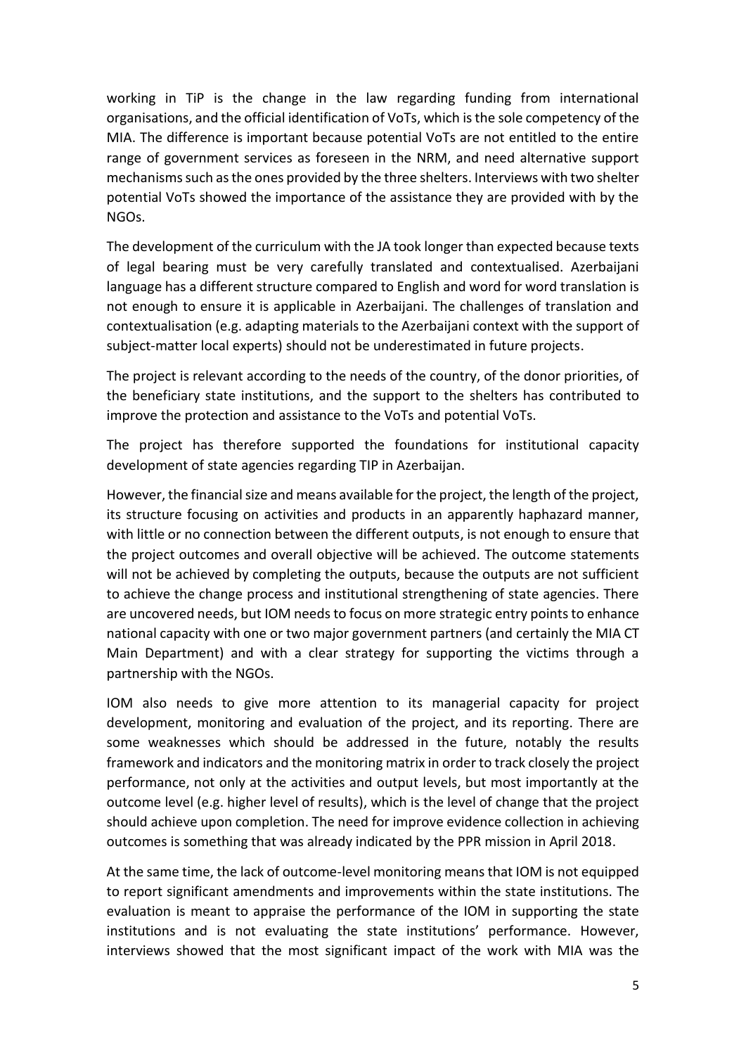working in TiP is the change in the law regarding funding from international organisations, and the official identification of VoTs, which is the sole competency of the MIA. The difference is important because potential VoTs are not entitled to the entire range of government services as foreseen in the NRM, and need alternative support mechanisms such as the ones provided by the three shelters. Interviews with two shelter potential VoTs showed the importance of the assistance they are provided with by the NGOs.

The development of the curriculum with the JA took longer than expected because texts of legal bearing must be very carefully translated and contextualised. Azerbaijani language has a different structure compared to English and word for word translation is not enough to ensure it is applicable in Azerbaijani. The challenges of translation and contextualisation (e.g. adapting materials to the Azerbaijani context with the support of subject-matter local experts) should not be underestimated in future projects.

The project is relevant according to the needs of the country, of the donor priorities, of the beneficiary state institutions, and the support to the shelters has contributed to improve the protection and assistance to the VoTs and potential VoTs.

The project has therefore supported the foundations for institutional capacity development of state agencies regarding TIP in Azerbaijan.

However, the financial size and means available for the project, the length of the project, its structure focusing on activities and products in an apparently haphazard manner, with little or no connection between the different outputs, is not enough to ensure that the project outcomes and overall objective will be achieved. The outcome statements will not be achieved by completing the outputs, because the outputs are not sufficient to achieve the change process and institutional strengthening of state agencies. There are uncovered needs, but IOM needs to focus on more strategic entry points to enhance national capacity with one or two major government partners (and certainly the MIA CT Main Department) and with a clear strategy for supporting the victims through a partnership with the NGOs.

IOM also needs to give more attention to its managerial capacity for project development, monitoring and evaluation of the project, and its reporting. There are some weaknesses which should be addressed in the future, notably the results framework and indicators and the monitoring matrix in order to track closely the project performance, not only at the activities and output levels, but most importantly at the outcome level (e.g. higher level of results), which is the level of change that the project should achieve upon completion. The need for improve evidence collection in achieving outcomes is something that was already indicated by the PPR mission in April 2018.

At the same time, the lack of outcome-level monitoring means that IOM is not equipped to report significant amendments and improvements within the state institutions. The evaluation is meant to appraise the performance of the IOM in supporting the state institutions and is not evaluating the state institutions' performance. However, interviews showed that the most significant impact of the work with MIA was the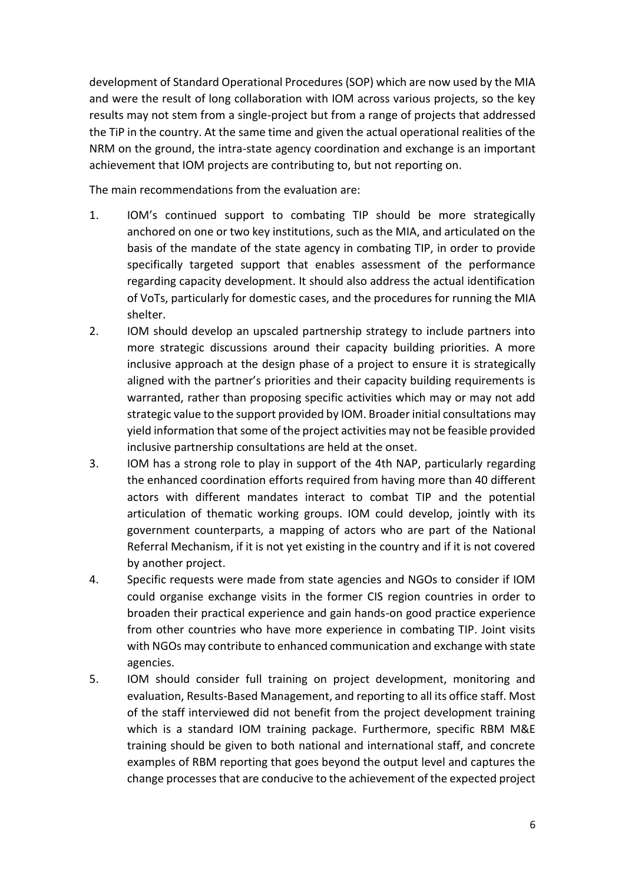development of Standard Operational Procedures (SOP) which are now used by the MIA and were the result of long collaboration with IOM across various projects, so the key results may not stem from a single-project but from a range of projects that addressed the TiP in the country. At the same time and given the actual operational realities of the NRM on the ground, the intra-state agency coordination and exchange is an important achievement that IOM projects are contributing to, but not reporting on.

The main recommendations from the evaluation are:

1. IOM's continued support to combating TIP should be more strategically anchored on one or two key institutions, such as the MIA, and articulated on the basis of the mandate of the state agency in combating TIP, in order to provide specifically targeted support that enables assessment of the performance regarding capacity development. It should also address the actual identification of VoTs, particularly for domestic cases, and the procedures for running the MIA shelter.
2. IOM should develop an upscaled partnership strategy to include partners into more strategic discussions around their capacity building priorities. A more inclusive approach at the design phase of a project to ensure it is strategically aligned with the partner's priorities and their capacity building requirements is warranted, rather than proposing specific activities which may or may not add strategic value to the support provided by IOM. Broader initial consultations may yield information that some of the project activities may not be feasible provided inclusive partnership consultations are held at the onset.
3. IOM has a strong role to play in support of the 4th NAP, particularly regarding the enhanced coordination efforts required from having more than 40 different actors with different mandates interact to combat TIP and the potential articulation of thematic working groups. IOM could develop, jointly with its government counterparts, a mapping of actors who are part of the National Referral Mechanism, if it is not yet existing in the country and if it is not covered by another project.
4. Specific requests were made from state agencies and NGOs to consider if IOM could organise exchange visits in the former CIS region countries in order to broaden their practical experience and gain hands-on good practice experience from other countries who have more experience in combating TIP. Joint visits with NGOs may contribute to enhanced communication and exchange with state agencies.
5. IOM should consider full training on project development, monitoring and evaluation, Results-Based Management, and reporting to all its office staff. Most of the staff interviewed did not benefit from the project development training which is a standard IOM training package. Furthermore, specific RBM M&E training should be given to both national and international staff, and concrete examples of RBM reporting that goes beyond the output level and captures the change processes that are conducive to the achievement of the expected project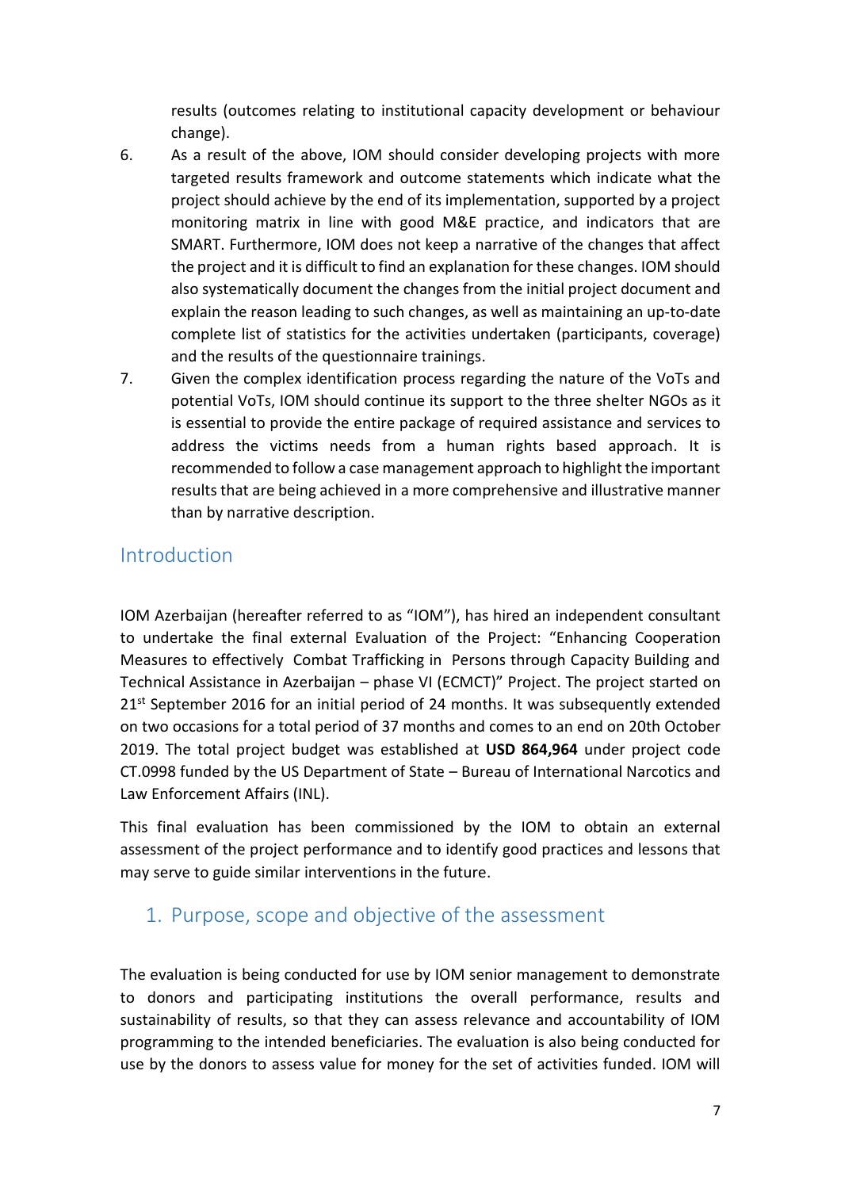results (outcomes relating to institutional capacity development or behaviour change).

6. As a result of the above, IOM should consider developing projects with more targeted results framework and outcome statements which indicate what the project should achieve by the end of its implementation, supported by a project monitoring matrix in line with good M&E practice, and indicators that are SMART. Furthermore, IOM does not keep a narrative of the changes that affect the project and it is difficult to find an explanation for these changes. IOM should also systematically document the changes from the initial project document and explain the reason leading to such changes, as well as maintaining an up-to-date complete list of statistics for the activities undertaken (participants, coverage) and the results of the questionnaire trainings.
7. Given the complex identification process regarding the nature of the VoTs and potential VoTs, IOM should continue its support to the three shelter NGOs as it is essential to provide the entire package of required assistance and services to address the victims needs from a human rights based approach. It is recommended to follow a case management approach to highlight the important results that are being achieved in a more comprehensive and illustrative manner than by narrative description.

## Introduction

IOM Azerbaijan (hereafter referred to as "IOM"), has hired an independent consultant to undertake the final external Evaluation of the Project: "Enhancing Cooperation Measures to effectively Combat Trafficking in Persons through Capacity Building and Technical Assistance in Azerbaijan – phase VI (ECMCT)" Project. The project started on 21st September 2016 for an initial period of 24 months. It was subsequently extended on two occasions for a total period of 37 months and comes to an end on 20th October 2019. The total project budget was established at **USD 864,964** under project code CT.0998 funded by the US Department of State – Bureau of International Narcotics and Law Enforcement Affairs (INL).

This final evaluation has been commissioned by the IOM to obtain an external assessment of the project performance and to identify good practices and lessons that may serve to guide similar interventions in the future.

## 1. Purpose, scope and objective of the assessment

The evaluation is being conducted for use by IOM senior management to demonstrate to donors and participating institutions the overall performance, results and sustainability of results, so that they can assess relevance and accountability of IOM programming to the intended beneficiaries. The evaluation is also being conducted for use by the donors to assess value for money for the set of activities funded. IOM will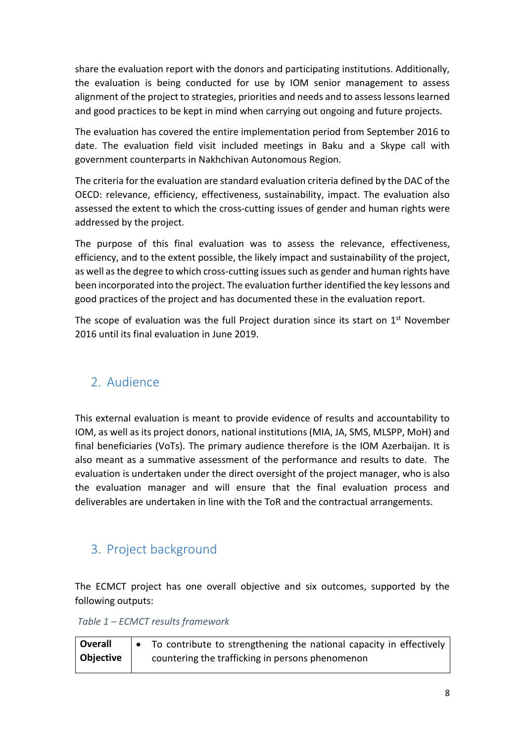share the evaluation report with the donors and participating institutions. Additionally, the evaluation is being conducted for use by IOM senior management to assess alignment of the project to strategies, priorities and needs and to assess lessons learned and good practices to be kept in mind when carrying out ongoing and future projects.

The evaluation has covered the entire implementation period from September 2016 to date. The evaluation field visit included meetings in Baku and a Skype call with government counterparts in Nakhchivan Autonomous Region.

The criteria for the evaluation are standard evaluation criteria defined by the DAC of the OECD: relevance, efficiency, effectiveness, sustainability, impact. The evaluation also assessed the extent to which the cross-cutting issues of gender and human rights were addressed by the project.

The purpose of this final evaluation was to assess the relevance, effectiveness, efficiency, and to the extent possible, the likely impact and sustainability of the project, as well as the degree to which cross-cutting issues such as gender and human rights have been incorporated into the project. The evaluation further identified the key lessons and good practices of the project and has documented these in the evaluation report.

The scope of evaluation was the full Project duration since its start on 1st November 2016 until its final evaluation in June 2019.

## 2. Audience

This external evaluation is meant to provide evidence of results and accountability to IOM, as well as its project donors, national institutions (MIA, JA, SMS, MLSPP, MoH) and final beneficiaries (VoTs). The primary audience therefore is the IOM Azerbaijan. It is also meant as a summative assessment of the performance and results to date. The evaluation is undertaken under the direct oversight of the project manager, who is also the evaluation manager and will ensure that the final evaluation process and deliverables are undertaken in line with the ToR and the contractual arrangements.

## 3. Project background

The ECMCT project has one overall objective and six outcomes, supported by the following outputs:

*Table 1 – ECMCT results framework*

| **Overall Objective** | • To contribute to strengthening the national capacity in effectively countering the trafficking in persons phenomenon |
|---|---|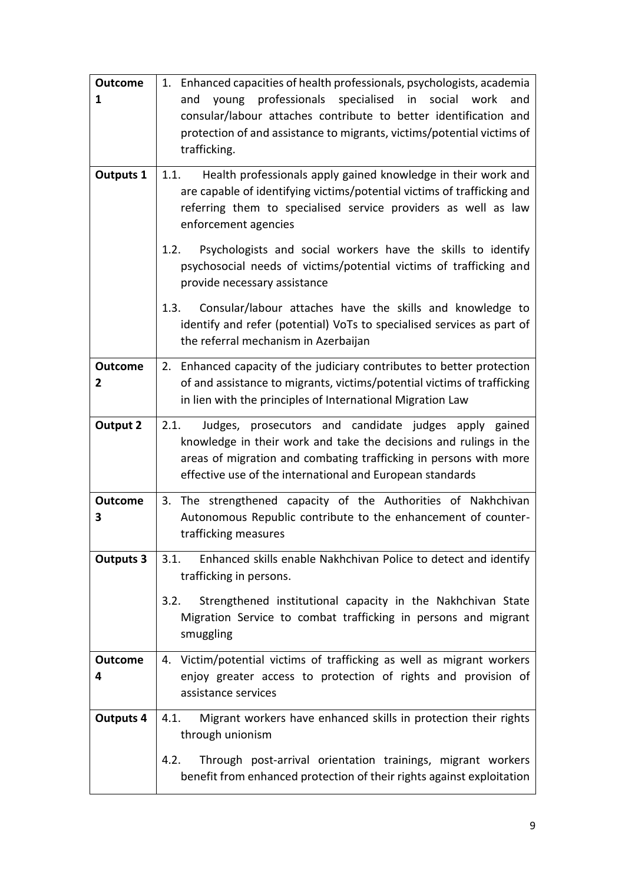| | |
|---|---|
| **Outcome 1** | 1. Enhanced capacities of health professionals, psychologists, academia and young professionals specialised in social work and consular/labour attaches contribute to better identification and protection of and assistance to migrants, victims/potential victims of trafficking. |
| **Outputs 1** | 1.1. Health professionals apply gained knowledge in their work and are capable of identifying victims/potential victims of trafficking and referring them to specialised service providers as well as law enforcement agencies<br><br>1.2. Psychologists and social workers have the skills to identify psychosocial needs of victims/potential victims of trafficking and provide necessary assistance<br><br>1.3. Consular/labour attaches have the skills and knowledge to identify and refer (potential) VoTs to specialised services as part of the referral mechanism in Azerbaijan |
| **Outcome 2** | 2. Enhanced capacity of the judiciary contributes to better protection of and assistance to migrants, victims/potential victims of trafficking in lien with the principles of International Migration Law |
| **Output 2** | 2.1. Judges, prosecutors and candidate judges apply gained knowledge in their work and take the decisions and rulings in the areas of migration and combating trafficking in persons with more effective use of the international and European standards |
| **Outcome 3** | 3. The strengthened capacity of the Authorities of Nakhchivan Autonomous Republic contribute to the enhancement of counter-trafficking measures |
| **Outputs 3** | 3.1. Enhanced skills enable Nakhchivan Police to detect and identify trafficking in persons.<br><br>3.2. Strengthened institutional capacity in the Nakhchivan State Migration Service to combat trafficking in persons and migrant smuggling |
| **Outcome 4** | 4. Victim/potential victims of trafficking as well as migrant workers enjoy greater access to protection of rights and provision of assistance services |
| **Outputs 4** | 4.1. Migrant workers have enhanced skills in protection their rights through unionism<br><br>4.2. Through post-arrival orientation trainings, migrant workers benefit from enhanced protection of their rights against exploitation |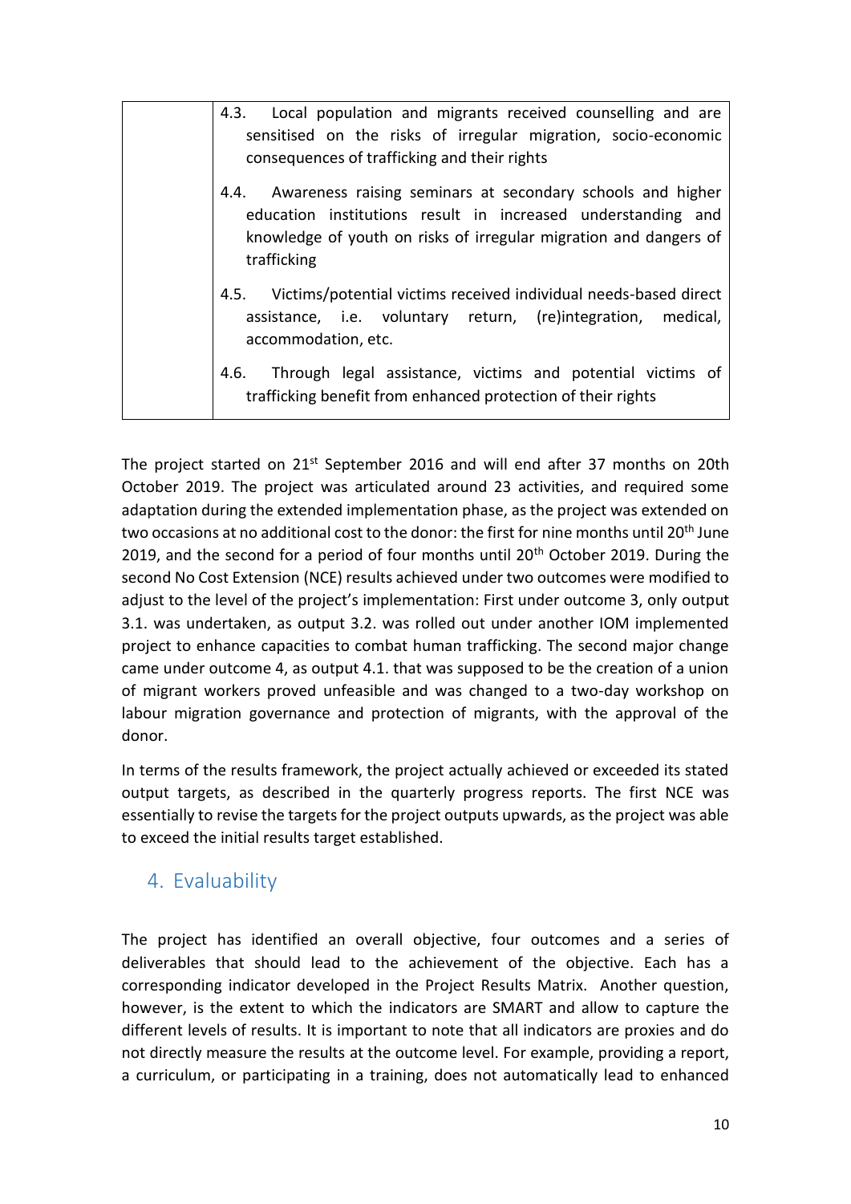| | |
|---|---|
| | 4.3. Local population and migrants received counselling and are sensitised on the risks of irregular migration, socio-economic consequences of trafficking and their rights<br><br>4.4. Awareness raising seminars at secondary schools and higher education institutions result in increased understanding and knowledge of youth on risks of irregular migration and dangers of trafficking<br><br>4.5. Victims/potential victims received individual needs-based direct assistance, i.e. voluntary return, (re)integration, medical, accommodation, etc.<br><br>4.6. Through legal assistance, victims and potential victims of trafficking benefit from enhanced protection of their rights |

The project started on 21st September 2016 and will end after 37 months on 20th October 2019. The project was articulated around 23 activities, and required some adaptation during the extended implementation phase, as the project was extended on two occasions at no additional cost to the donor: the first for nine months until 20th June 2019, and the second for a period of four months until 20th October 2019. During the second No Cost Extension (NCE) results achieved under two outcomes were modified to adjust to the level of the project's implementation: First under outcome 3, only output 3.1. was undertaken, as output 3.2. was rolled out under another IOM implemented project to enhance capacities to combat human trafficking. The second major change came under outcome 4, as output 4.1. that was supposed to be the creation of a union of migrant workers proved unfeasible and was changed to a two-day workshop on labour migration governance and protection of migrants, with the approval of the donor.

In terms of the results framework, the project actually achieved or exceeded its stated output targets, as described in the quarterly progress reports. The first NCE was essentially to revise the targets for the project outputs upwards, as the project was able to exceed the initial results target established.

## 4. Evaluability

The project has identified an overall objective, four outcomes and a series of deliverables that should lead to the achievement of the objective. Each has a corresponding indicator developed in the Project Results Matrix. Another question, however, is the extent to which the indicators are SMART and allow to capture the different levels of results. It is important to note that all indicators are proxies and do not directly measure the results at the outcome level. For example, providing a report, a curriculum, or participating in a training, does not automatically lead to enhanced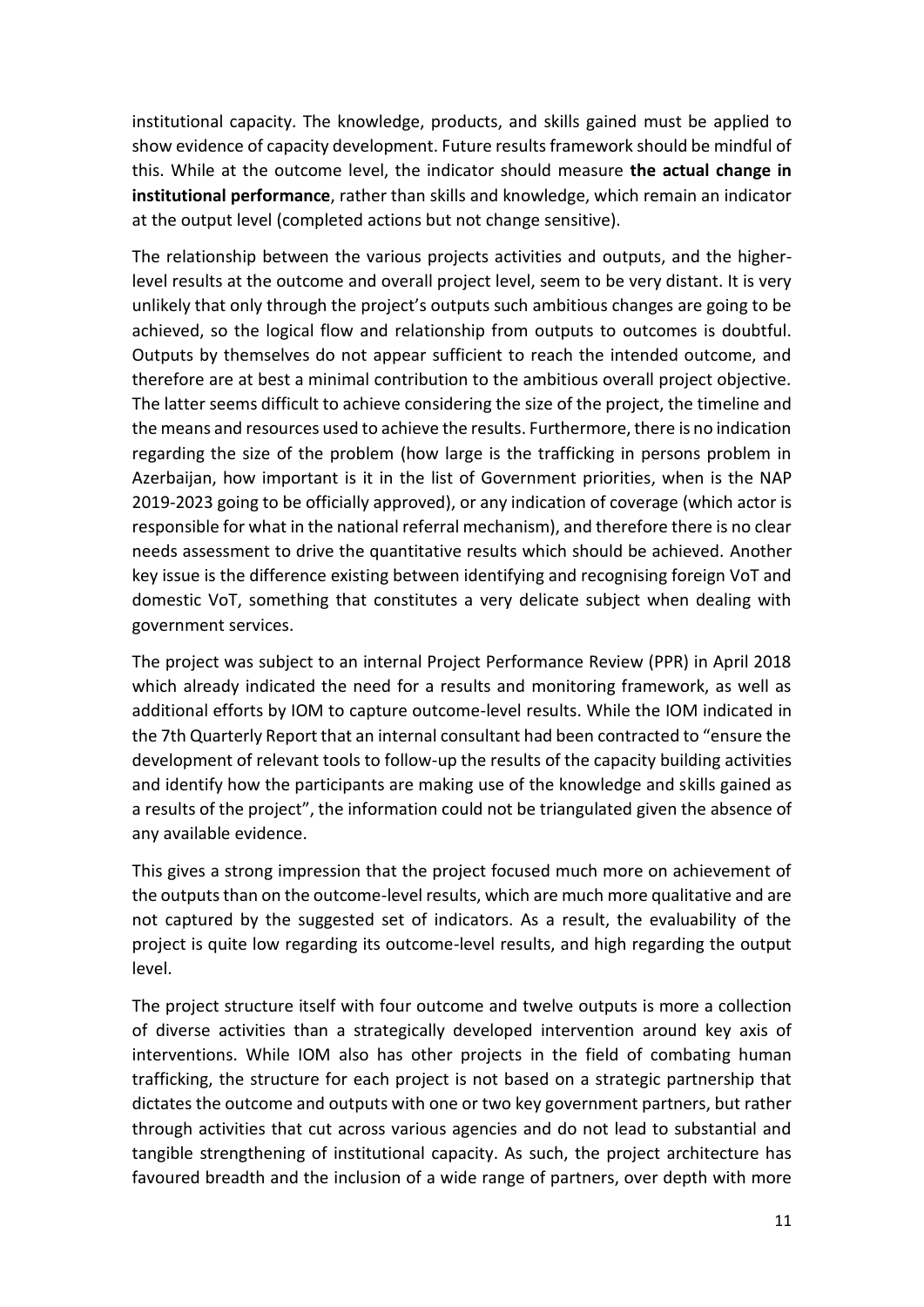institutional capacity. The knowledge, products, and skills gained must be applied to show evidence of capacity development. Future results framework should be mindful of this. While at the outcome level, the indicator should measure **the actual change in institutional performance**, rather than skills and knowledge, which remain an indicator at the output level (completed actions but not change sensitive).

The relationship between the various projects activities and outputs, and the higher-level results at the outcome and overall project level, seem to be very distant. It is very unlikely that only through the project's outputs such ambitious changes are going to be achieved, so the logical flow and relationship from outputs to outcomes is doubtful. Outputs by themselves do not appear sufficient to reach the intended outcome, and therefore are at best a minimal contribution to the ambitious overall project objective. The latter seems difficult to achieve considering the size of the project, the timeline and the means and resources used to achieve the results. Furthermore, there is no indication regarding the size of the problem (how large is the trafficking in persons problem in Azerbaijan, how important is it in the list of Government priorities, when is the NAP 2019-2023 going to be officially approved), or any indication of coverage (which actor is responsible for what in the national referral mechanism), and therefore there is no clear needs assessment to drive the quantitative results which should be achieved. Another key issue is the difference existing between identifying and recognising foreign VoT and domestic VoT, something that constitutes a very delicate subject when dealing with government services.

The project was subject to an internal Project Performance Review (PPR) in April 2018 which already indicated the need for a results and monitoring framework, as well as additional efforts by IOM to capture outcome-level results. While the IOM indicated in the 7th Quarterly Report that an internal consultant had been contracted to "ensure the development of relevant tools to follow-up the results of the capacity building activities and identify how the participants are making use of the knowledge and skills gained as a results of the project", the information could not be triangulated given the absence of any available evidence.

This gives a strong impression that the project focused much more on achievement of the outputs than on the outcome-level results, which are much more qualitative and are not captured by the suggested set of indicators. As a result, the evaluability of the project is quite low regarding its outcome-level results, and high regarding the output level.

The project structure itself with four outcome and twelve outputs is more a collection of diverse activities than a strategically developed intervention around key axis of interventions. While IOM also has other projects in the field of combating human trafficking, the structure for each project is not based on a strategic partnership that dictates the outcome and outputs with one or two key government partners, but rather through activities that cut across various agencies and do not lead to substantial and tangible strengthening of institutional capacity. As such, the project architecture has favoured breadth and the inclusion of a wide range of partners, over depth with more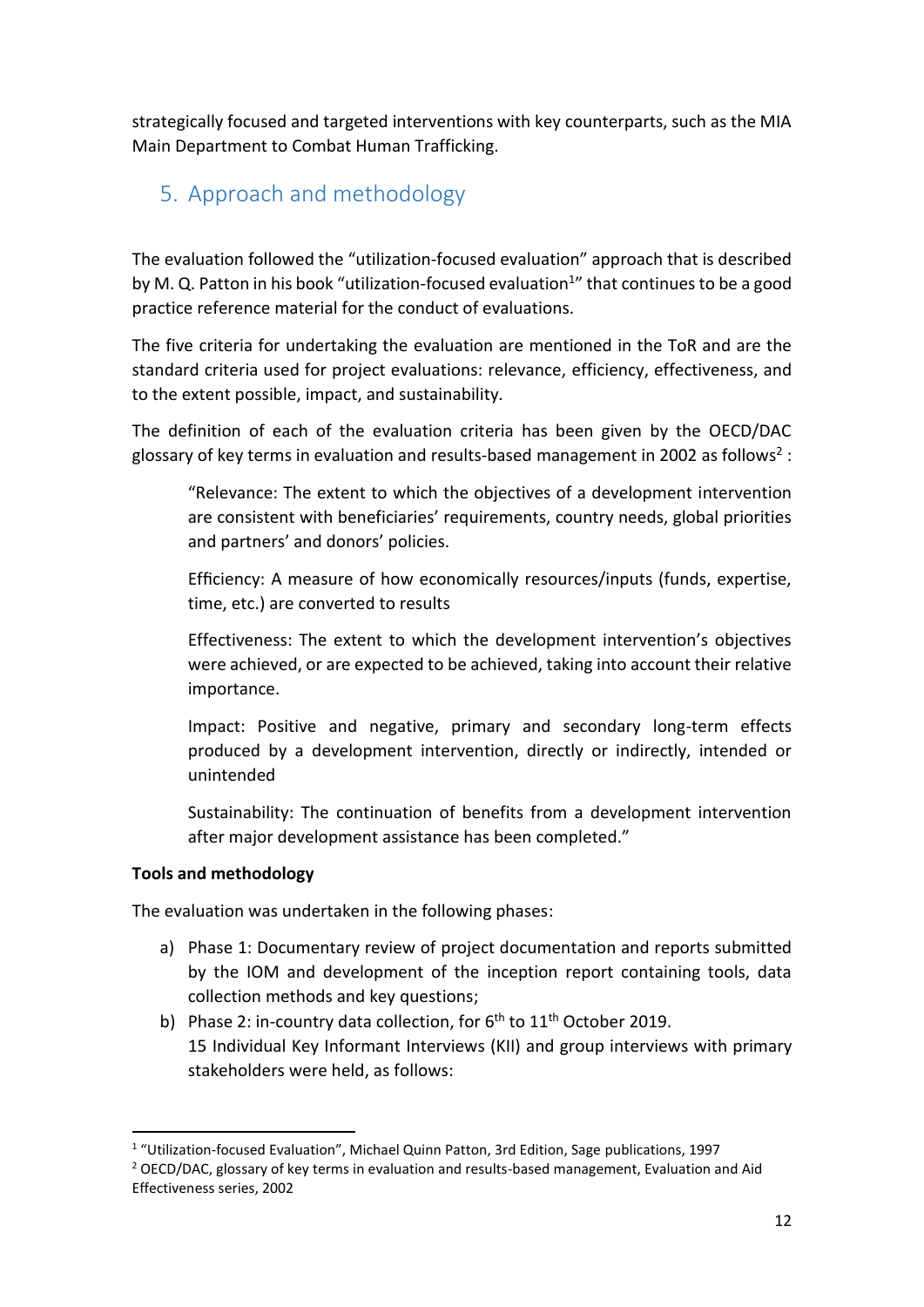strategically focused and targeted interventions with key counterparts, such as the MIA Main Department to Combat Human Trafficking.

## 5. Approach and methodology

The evaluation followed the "utilization-focused evaluation" approach that is described by M. Q. Patton in his book "utilization-focused evaluation[1]" that continues to be a good practice reference material for the conduct of evaluations.

The five criteria for undertaking the evaluation are mentioned in the ToR and are the standard criteria used for project evaluations: relevance, efficiency, effectiveness, and to the extent possible, impact, and sustainability.

The definition of each of the evaluation criteria has been given by the OECD/DAC glossary of key terms in evaluation and results-based management in 2002 as follows[2] :

> "Relevance: The extent to which the objectives of a development intervention are consistent with beneficiaries' requirements, country needs, global priorities and partners' and donors' policies.
>
> Efficiency: A measure of how economically resources/inputs (funds, expertise, time, etc.) are converted to results
>
> Effectiveness: The extent to which the development intervention's objectives were achieved, or are expected to be achieved, taking into account their relative importance.
>
> Impact: Positive and negative, primary and secondary long-term effects produced by a development intervention, directly or indirectly, intended or unintended
>
> Sustainability: The continuation of benefits from a development intervention after major development assistance has been completed."

**Tools and methodology**

The evaluation was undertaken in the following phases:

a) Phase 1: Documentary review of project documentation and reports submitted by the IOM and development of the inception report containing tools, data collection methods and key questions;
b) Phase 2: in-country data collection, for 6th to 11th October 2019.
   15 Individual Key Informant Interviews (KII) and group interviews with primary stakeholders were held, as follows:

---

[1] "Utilization-focused Evaluation", Michael Quinn Patton, 3rd Edition, Sage publications, 1997

[2] OECD/DAC, glossary of key terms in evaluation and results-based management, Evaluation and Aid Effectiveness series, 2002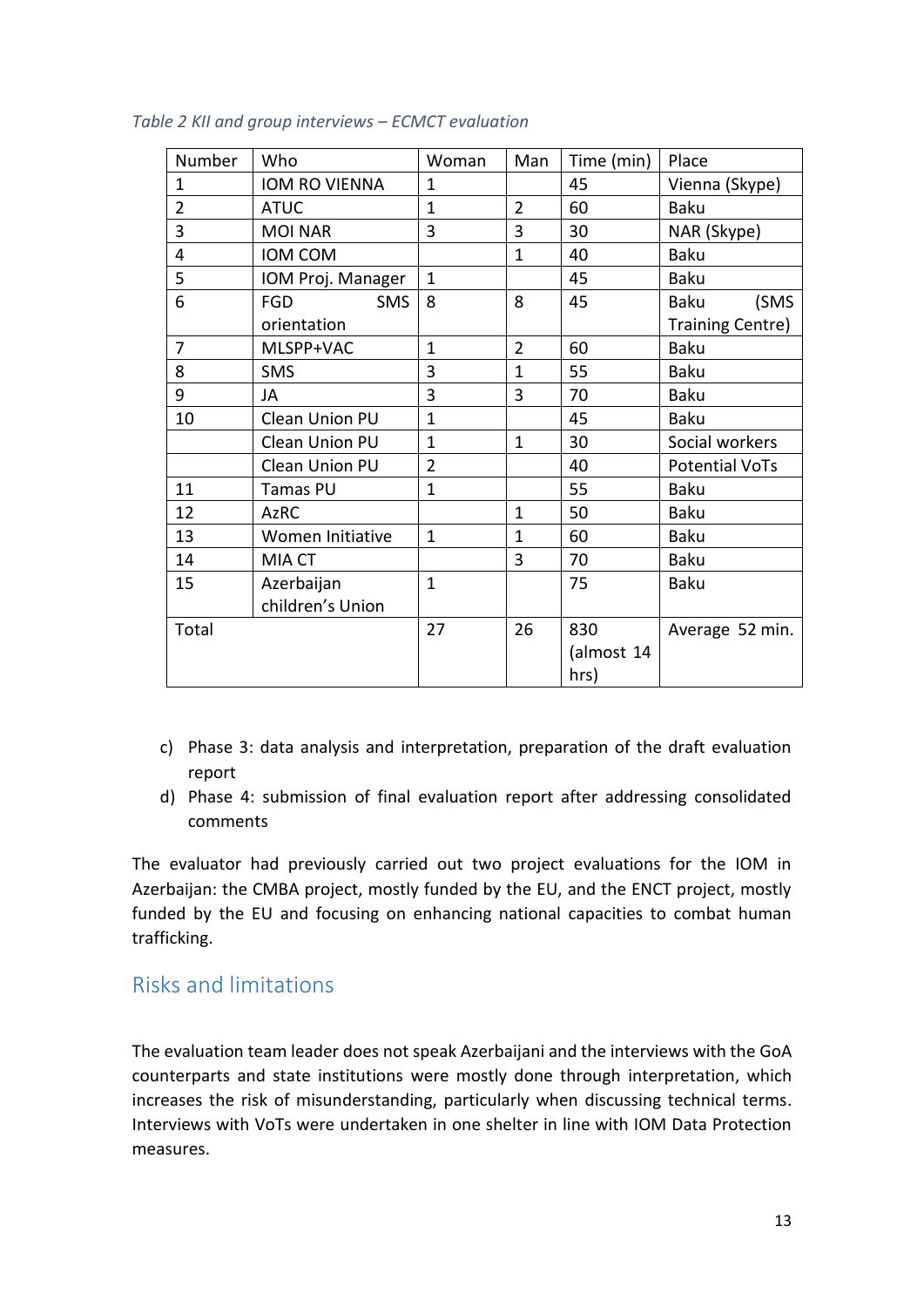*Table 2 KII and group interviews – ECMCT evaluation*

| Number | Who | Woman | Man | Time (min) | Place |
|---|---|---|---|---|---|
| 1 | IOM RO VIENNA | 1 | | 45 | Vienna (Skype) |
| 2 | ATUC | 1 | 2 | 60 | Baku |
| 3 | MOI NAR | 3 | 3 | 30 | NAR (Skype) |
| 4 | IOM COM | | 1 | 40 | Baku |
| 5 | IOM Proj. Manager | 1 | | 45 | Baku |
| 6 | FGD SMS orientation | 8 | 8 | 45 | Baku (SMS Training Centre) |
| 7 | MLSPP+VAC | 1 | 2 | 60 | Baku |
| 8 | SMS | 3 | 1 | 55 | Baku |
| 9 | JA | 3 | 3 | 70 | Baku |
| 10 | Clean Union PU | 1 | | 45 | Baku |
| | Clean Union PU | 1 | 1 | 30 | Social workers |
| | Clean Union PU | 2 | | 40 | Potential VoTs |
| 11 | Tamas PU | 1 | | 55 | Baku |
| 12 | AzRC | | 1 | 50 | Baku |
| 13 | Women Initiative | 1 | 1 | 60 | Baku |
| 14 | MIA CT | | 3 | 70 | Baku |
| 15 | Azerbaijan children's Union | 1 | | 75 | Baku |
| Total | | 27 | 26 | 830 (almost 14 hrs) | Average 52 min. |

c) Phase 3: data analysis and interpretation, preparation of the draft evaluation report
d) Phase 4: submission of final evaluation report after addressing consolidated comments

The evaluator had previously carried out two project evaluations for the IOM in Azerbaijan: the CMBA project, mostly funded by the EU, and the ENCT project, mostly funded by the EU and focusing on enhancing national capacities to combat human trafficking.

## Risks and limitations

The evaluation team leader does not speak Azerbaijani and the interviews with the GoA counterparts and state institutions were mostly done through interpretation, which increases the risk of misunderstanding, particularly when discussing technical terms. Interviews with VoTs were undertaken in one shelter in line with IOM Data Protection measures.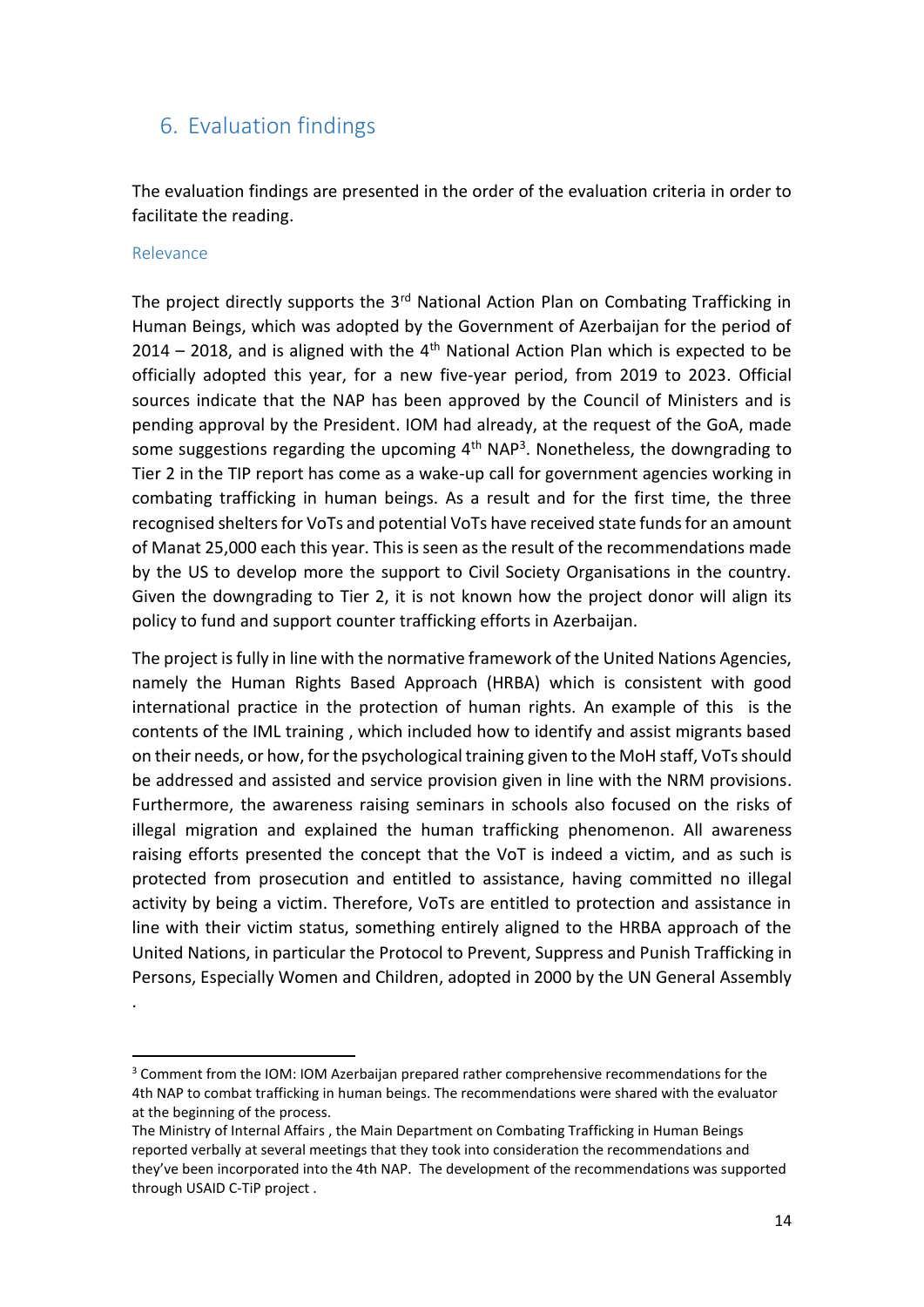## 6. Evaluation findings

The evaluation findings are presented in the order of the evaluation criteria in order to facilitate the reading.

### Relevance

The project directly supports the 3rd National Action Plan on Combating Trafficking in Human Beings, which was adopted by the Government of Azerbaijan for the period of 2014 – 2018, and is aligned with the 4th National Action Plan which is expected to be officially adopted this year, for a new five-year period, from 2019 to 2023. Official sources indicate that the NAP has been approved by the Council of Ministers and is pending approval by the President. IOM had already, at the request of the GoA, made some suggestions regarding the upcoming 4th NAP[3]. Nonetheless, the downgrading to Tier 2 in the TIP report has come as a wake-up call for government agencies working in combating trafficking in human beings. As a result and for the first time, the three recognised shelters for VoTs and potential VoTs have received state funds for an amount of Manat 25,000 each this year. This is seen as the result of the recommendations made by the US to develop more the support to Civil Society Organisations in the country. Given the downgrading to Tier 2, it is not known how the project donor will align its policy to fund and support counter trafficking efforts in Azerbaijan.

The project is fully in line with the normative framework of the United Nations Agencies, namely the Human Rights Based Approach (HRBA) which is consistent with good international practice in the protection of human rights. An example of this is the contents of the IML training , which included how to identify and assist migrants based on their needs, or how, for the psychological training given to the MoH staff, VoTs should be addressed and assisted and service provision given in line with the NRM provisions. Furthermore, the awareness raising seminars in schools also focused on the risks of illegal migration and explained the human trafficking phenomenon. All awareness raising efforts presented the concept that the VoT is indeed a victim, and as such is protected from prosecution and entitled to assistance, having committed no illegal activity by being a victim. Therefore, VoTs are entitled to protection and assistance in line with their victim status, something entirely aligned to the HRBA approach of the United Nations, in particular the Protocol to Prevent, Suppress and Punish Trafficking in Persons, Especially Women and Children, adopted in 2000 by the UN General Assembly

.

---

[3] Comment from the IOM: IOM Azerbaijan prepared rather comprehensive recommendations for the 4th NAP to combat trafficking in human beings. The recommendations were shared with the evaluator at the beginning of the process.
The Ministry of Internal Affairs , the Main Department on Combating Trafficking in Human Beings reported verbally at several meetings that they took into consideration the recommendations and they've been incorporated into the 4th NAP. The development of the recommendations was supported through USAID C-TiP project .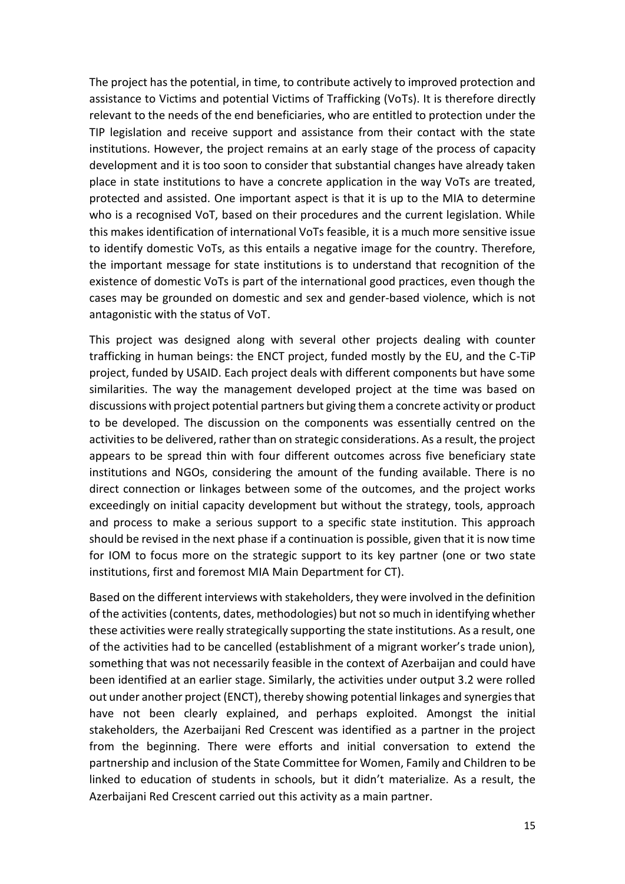The project has the potential, in time, to contribute actively to improved protection and assistance to Victims and potential Victims of Trafficking (VoTs). It is therefore directly relevant to the needs of the end beneficiaries, who are entitled to protection under the TIP legislation and receive support and assistance from their contact with the state institutions. However, the project remains at an early stage of the process of capacity development and it is too soon to consider that substantial changes have already taken place in state institutions to have a concrete application in the way VoTs are treated, protected and assisted. One important aspect is that it is up to the MIA to determine who is a recognised VoT, based on their procedures and the current legislation. While this makes identification of international VoTs feasible, it is a much more sensitive issue to identify domestic VoTs, as this entails a negative image for the country. Therefore, the important message for state institutions is to understand that recognition of the existence of domestic VoTs is part of the international good practices, even though the cases may be grounded on domestic and sex and gender-based violence, which is not antagonistic with the status of VoT.

This project was designed along with several other projects dealing with counter trafficking in human beings: the ENCT project, funded mostly by the EU, and the C-TiP project, funded by USAID. Each project deals with different components but have some similarities. The way the management developed project at the time was based on discussions with project potential partners but giving them a concrete activity or product to be developed. The discussion on the components was essentially centred on the activities to be delivered, rather than on strategic considerations. As a result, the project appears to be spread thin with four different outcomes across five beneficiary state institutions and NGOs, considering the amount of the funding available. There is no direct connection or linkages between some of the outcomes, and the project works exceedingly on initial capacity development but without the strategy, tools, approach and process to make a serious support to a specific state institution. This approach should be revised in the next phase if a continuation is possible, given that it is now time for IOM to focus more on the strategic support to its key partner (one or two state institutions, first and foremost MIA Main Department for CT).

Based on the different interviews with stakeholders, they were involved in the definition of the activities (contents, dates, methodologies) but not so much in identifying whether these activities were really strategically supporting the state institutions. As a result, one of the activities had to be cancelled (establishment of a migrant worker's trade union), something that was not necessarily feasible in the context of Azerbaijan and could have been identified at an earlier stage. Similarly, the activities under output 3.2 were rolled out under another project (ENCT), thereby showing potential linkages and synergies that have not been clearly explained, and perhaps exploited. Amongst the initial stakeholders, the Azerbaijani Red Crescent was identified as a partner in the project from the beginning. There were efforts and initial conversation to extend the partnership and inclusion of the State Committee for Women, Family and Children to be linked to education of students in schools, but it didn't materialize. As a result, the Azerbaijani Red Crescent carried out this activity as a main partner.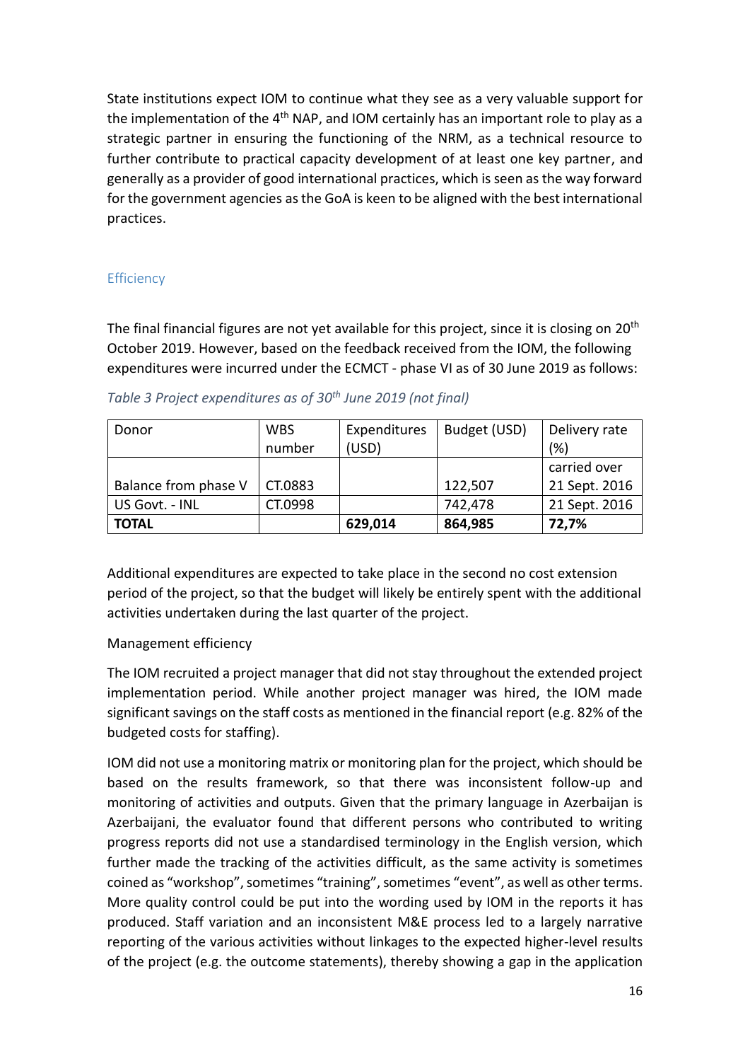State institutions expect IOM to continue what they see as a very valuable support for the implementation of the 4th NAP, and IOM certainly has an important role to play as a strategic partner in ensuring the functioning of the NRM, as a technical resource to further contribute to practical capacity development of at least one key partner, and generally as a provider of good international practices, which is seen as the way forward for the government agencies as the GoA is keen to be aligned with the best international practices.

## Efficiency

The final financial figures are not yet available for this project, since it is closing on 20th October 2019. However, based on the feedback received from the IOM, the following expenditures were incurred under the ECMCT - phase VI as of 30 June 2019 as follows:

*Table 3 Project expenditures as of 30th June 2019 (not final)*

| Donor | WBS number | Expenditures (USD) | Budget (USD) | Delivery rate (%) |
|---|---|---|---|---|
| Balance from phase V | CT.0883 | | 122,507 | carried over 21 Sept. 2016 |
| US Govt. - INL | CT.0998 | | 742,478 | 21 Sept. 2016 |
| **TOTAL** | | **629,014** | **864,985** | **72,7%** |

Additional expenditures are expected to take place in the second no cost extension period of the project, so that the budget will likely be entirely spent with the additional activities undertaken during the last quarter of the project.

Management efficiency

The IOM recruited a project manager that did not stay throughout the extended project implementation period. While another project manager was hired, the IOM made significant savings on the staff costs as mentioned in the financial report (e.g. 82% of the budgeted costs for staffing).

IOM did not use a monitoring matrix or monitoring plan for the project, which should be based on the results framework, so that there was inconsistent follow-up and monitoring of activities and outputs. Given that the primary language in Azerbaijan is Azerbaijani, the evaluator found that different persons who contributed to writing progress reports did not use a standardised terminology in the English version, which further made the tracking of the activities difficult, as the same activity is sometimes coined as "workshop", sometimes "training", sometimes "event", as well as other terms. More quality control could be put into the wording used by IOM in the reports it has produced. Staff variation and an inconsistent M&E process led to a largely narrative reporting of the various activities without linkages to the expected higher-level results of the project (e.g. the outcome statements), thereby showing a gap in the application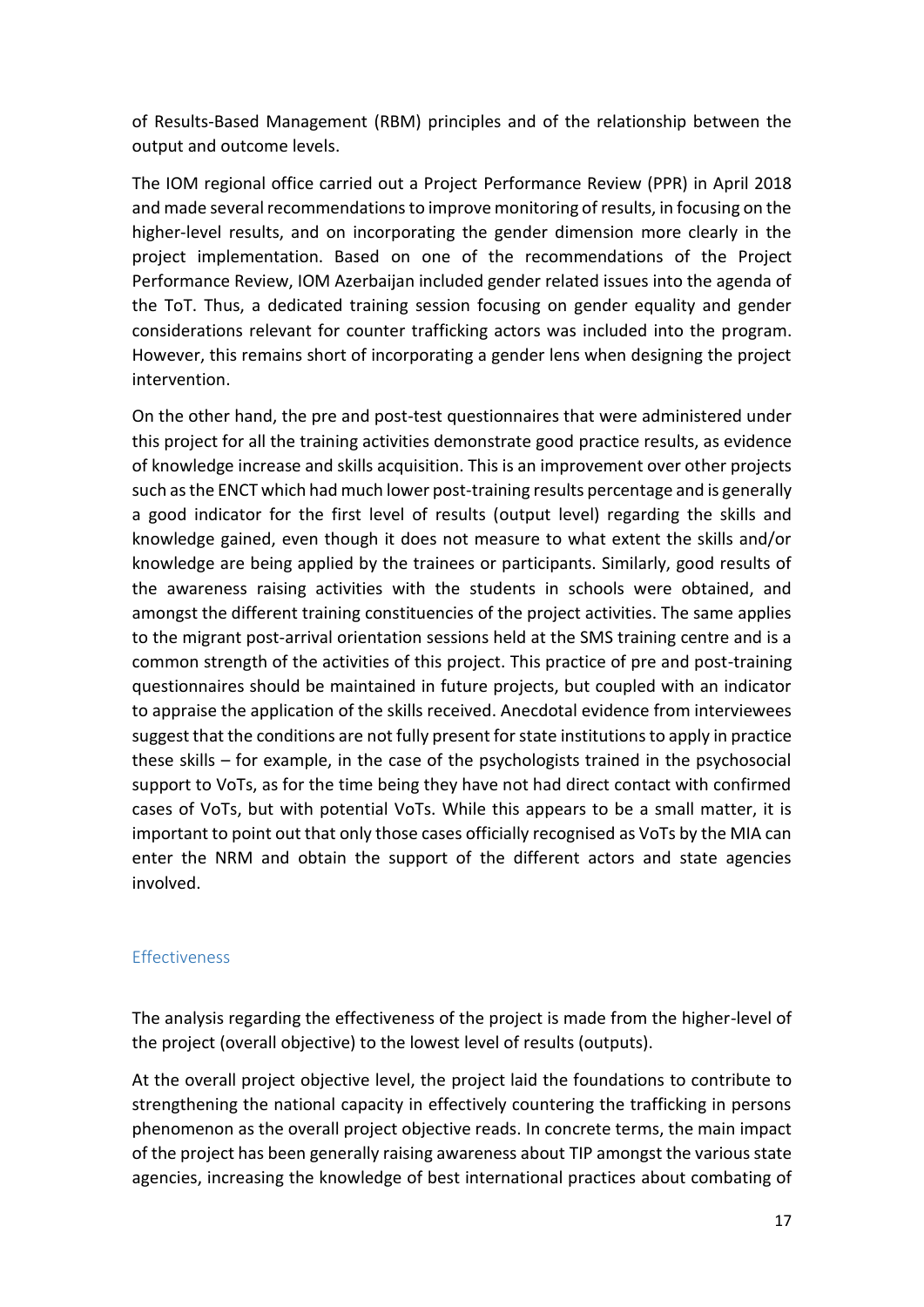of Results-Based Management (RBM) principles and of the relationship between the output and outcome levels.

The IOM regional office carried out a Project Performance Review (PPR) in April 2018 and made several recommendations to improve monitoring of results, in focusing on the higher-level results, and on incorporating the gender dimension more clearly in the project implementation. Based on one of the recommendations of the Project Performance Review, IOM Azerbaijan included gender related issues into the agenda of the ToT. Thus, a dedicated training session focusing on gender equality and gender considerations relevant for counter trafficking actors was included into the program. However, this remains short of incorporating a gender lens when designing the project intervention.

On the other hand, the pre and post-test questionnaires that were administered under this project for all the training activities demonstrate good practice results, as evidence of knowledge increase and skills acquisition. This is an improvement over other projects such as the ENCT which had much lower post-training results percentage and is generally a good indicator for the first level of results (output level) regarding the skills and knowledge gained, even though it does not measure to what extent the skills and/or knowledge are being applied by the trainees or participants. Similarly, good results of the awareness raising activities with the students in schools were obtained, and amongst the different training constituencies of the project activities. The same applies to the migrant post-arrival orientation sessions held at the SMS training centre and is a common strength of the activities of this project. This practice of pre and post-training questionnaires should be maintained in future projects, but coupled with an indicator to appraise the application of the skills received. Anecdotal evidence from interviewees suggest that the conditions are not fully present for state institutions to apply in practice these skills – for example, in the case of the psychologists trained in the psychosocial support to VoTs, as for the time being they have not had direct contact with confirmed cases of VoTs, but with potential VoTs. While this appears to be a small matter, it is important to point out that only those cases officially recognised as VoTs by the MIA can enter the NRM and obtain the support of the different actors and state agencies involved.

### Effectiveness

The analysis regarding the effectiveness of the project is made from the higher-level of the project (overall objective) to the lowest level of results (outputs).

At the overall project objective level, the project laid the foundations to contribute to strengthening the national capacity in effectively countering the trafficking in persons phenomenon as the overall project objective reads. In concrete terms, the main impact of the project has been generally raising awareness about TIP amongst the various state agencies, increasing the knowledge of best international practices about combating of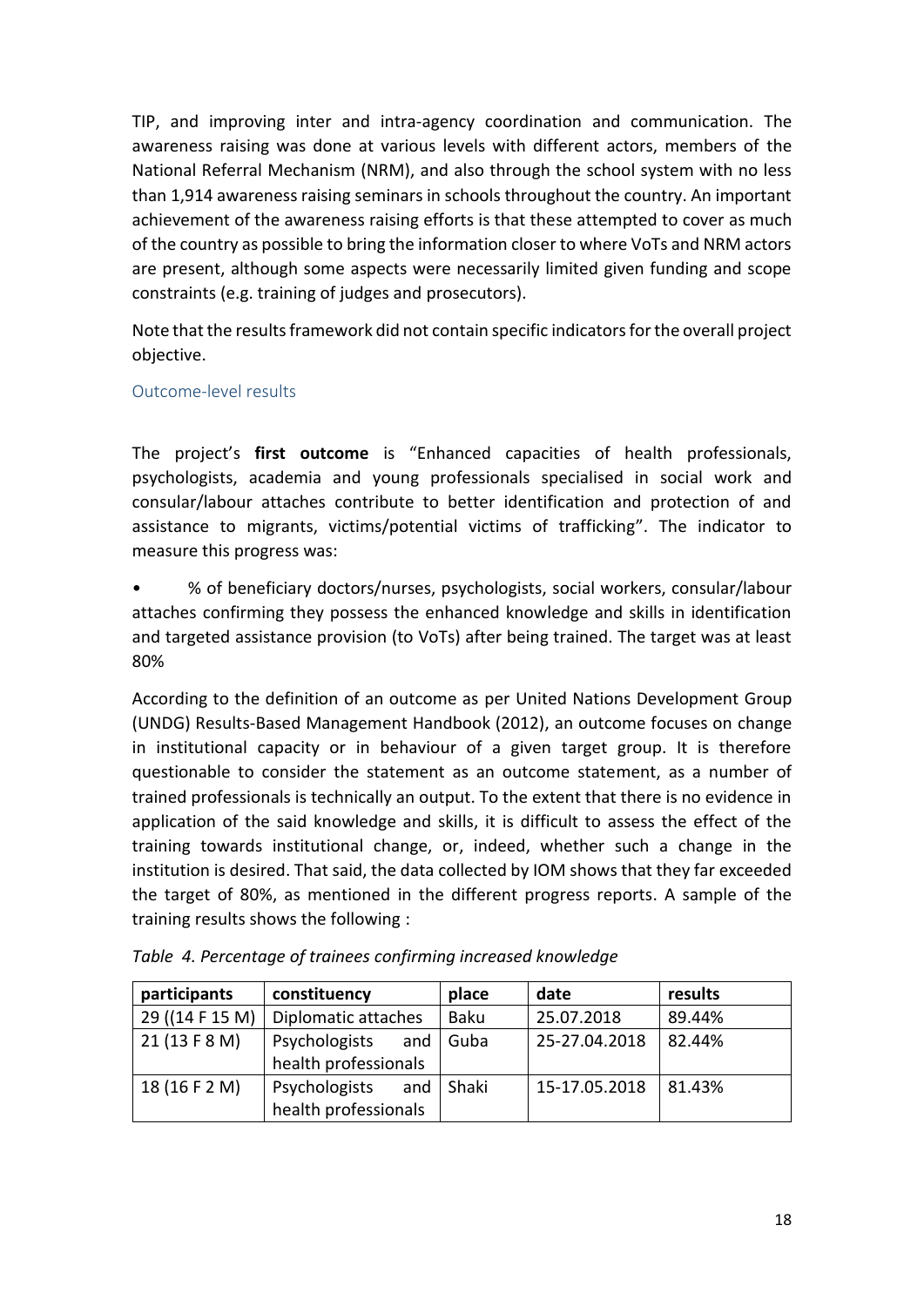TIP, and improving inter and intra-agency coordination and communication. The awareness raising was done at various levels with different actors, members of the National Referral Mechanism (NRM), and also through the school system with no less than 1,914 awareness raising seminars in schools throughout the country. An important achievement of the awareness raising efforts is that these attempted to cover as much of the country as possible to bring the information closer to where VoTs and NRM actors are present, although some aspects were necessarily limited given funding and scope constraints (e.g. training of judges and prosecutors).

Note that the results framework did not contain specific indicators for the overall project objective.

### Outcome-level results

The project's **first outcome** is "Enhanced capacities of health professionals, psychologists, academia and young professionals specialised in social work and consular/labour attaches contribute to better identification and protection of and assistance to migrants, victims/potential victims of trafficking". The indicator to measure this progress was:

- % of beneficiary doctors/nurses, psychologists, social workers, consular/labour attaches confirming they possess the enhanced knowledge and skills in identification and targeted assistance provision (to VoTs) after being trained. The target was at least 80%

According to the definition of an outcome as per United Nations Development Group (UNDG) Results-Based Management Handbook (2012), an outcome focuses on change in institutional capacity or in behaviour of a given target group. It is therefore questionable to consider the statement as an outcome statement, as a number of trained professionals is technically an output. To the extent that there is no evidence in application of the said knowledge and skills, it is difficult to assess the effect of the training towards institutional change, or, indeed, whether such a change in the institution is desired. That said, the data collected by IOM shows that they far exceeded the target of 80%, as mentioned in the different progress reports. A sample of the training results shows the following :

*Table 4. Percentage of trainees confirming increased knowledge*

| participants | constituency | place | date | results |
|---|---|---|---|---|
| 29 ((14 F 15 M) | Diplomatic attaches | Baku | 25.07.2018 | 89.44% |
| 21 (13 F 8 M) | Psychologists and health professionals | Guba | 25-27.04.2018 | 82.44% |
| 18 (16 F 2 M) | Psychologists and health professionals | Shaki | 15-17.05.2018 | 81.43% |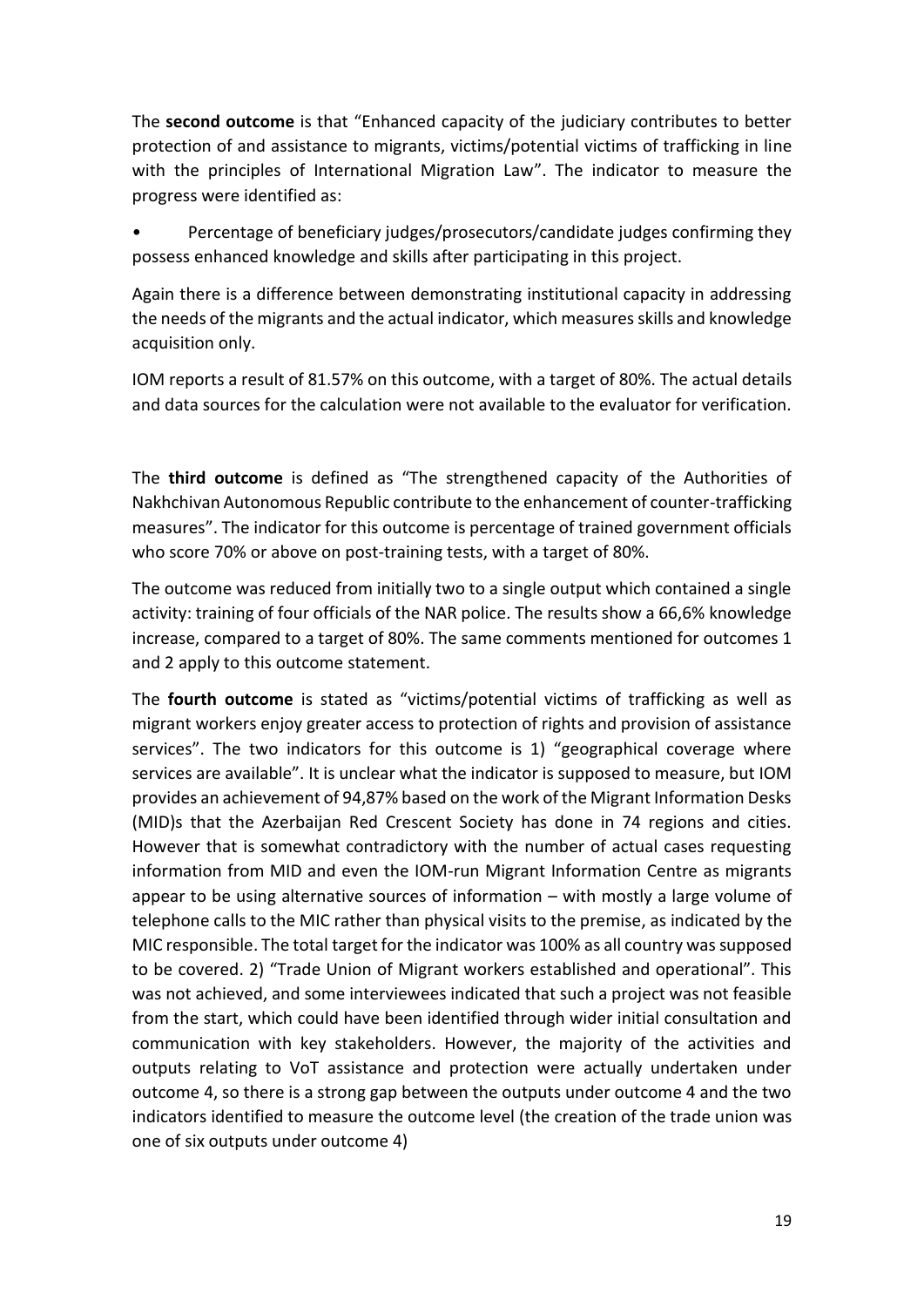The **second outcome** is that "Enhanced capacity of the judiciary contributes to better protection of and assistance to migrants, victims/potential victims of trafficking in line with the principles of International Migration Law". The indicator to measure the progress were identified as:

- Percentage of beneficiary judges/prosecutors/candidate judges confirming they possess enhanced knowledge and skills after participating in this project.

Again there is a difference between demonstrating institutional capacity in addressing the needs of the migrants and the actual indicator, which measures skills and knowledge acquisition only.

IOM reports a result of 81.57% on this outcome, with a target of 80%. The actual details and data sources for the calculation were not available to the evaluator for verification.

The **third outcome** is defined as "The strengthened capacity of the Authorities of Nakhchivan Autonomous Republic contribute to the enhancement of counter-trafficking measures". The indicator for this outcome is percentage of trained government officials who score 70% or above on post-training tests, with a target of 80%.

The outcome was reduced from initially two to a single output which contained a single activity: training of four officials of the NAR police. The results show a 66,6% knowledge increase, compared to a target of 80%. The same comments mentioned for outcomes 1 and 2 apply to this outcome statement.

The **fourth outcome** is stated as "victims/potential victims of trafficking as well as migrant workers enjoy greater access to protection of rights and provision of assistance services". The two indicators for this outcome is 1) "geographical coverage where services are available". It is unclear what the indicator is supposed to measure, but IOM provides an achievement of 94,87% based on the work of the Migrant Information Desks (MID)s that the Azerbaijan Red Crescent Society has done in 74 regions and cities. However that is somewhat contradictory with the number of actual cases requesting information from MID and even the IOM-run Migrant Information Centre as migrants appear to be using alternative sources of information – with mostly a large volume of telephone calls to the MIC rather than physical visits to the premise, as indicated by the MIC responsible. The total target for the indicator was 100% as all country was supposed to be covered. 2) "Trade Union of Migrant workers established and operational". This was not achieved, and some interviewees indicated that such a project was not feasible from the start, which could have been identified through wider initial consultation and communication with key stakeholders. However, the majority of the activities and outputs relating to VoT assistance and protection were actually undertaken under outcome 4, so there is a strong gap between the outputs under outcome 4 and the two indicators identified to measure the outcome level (the creation of the trade union was one of six outputs under outcome 4)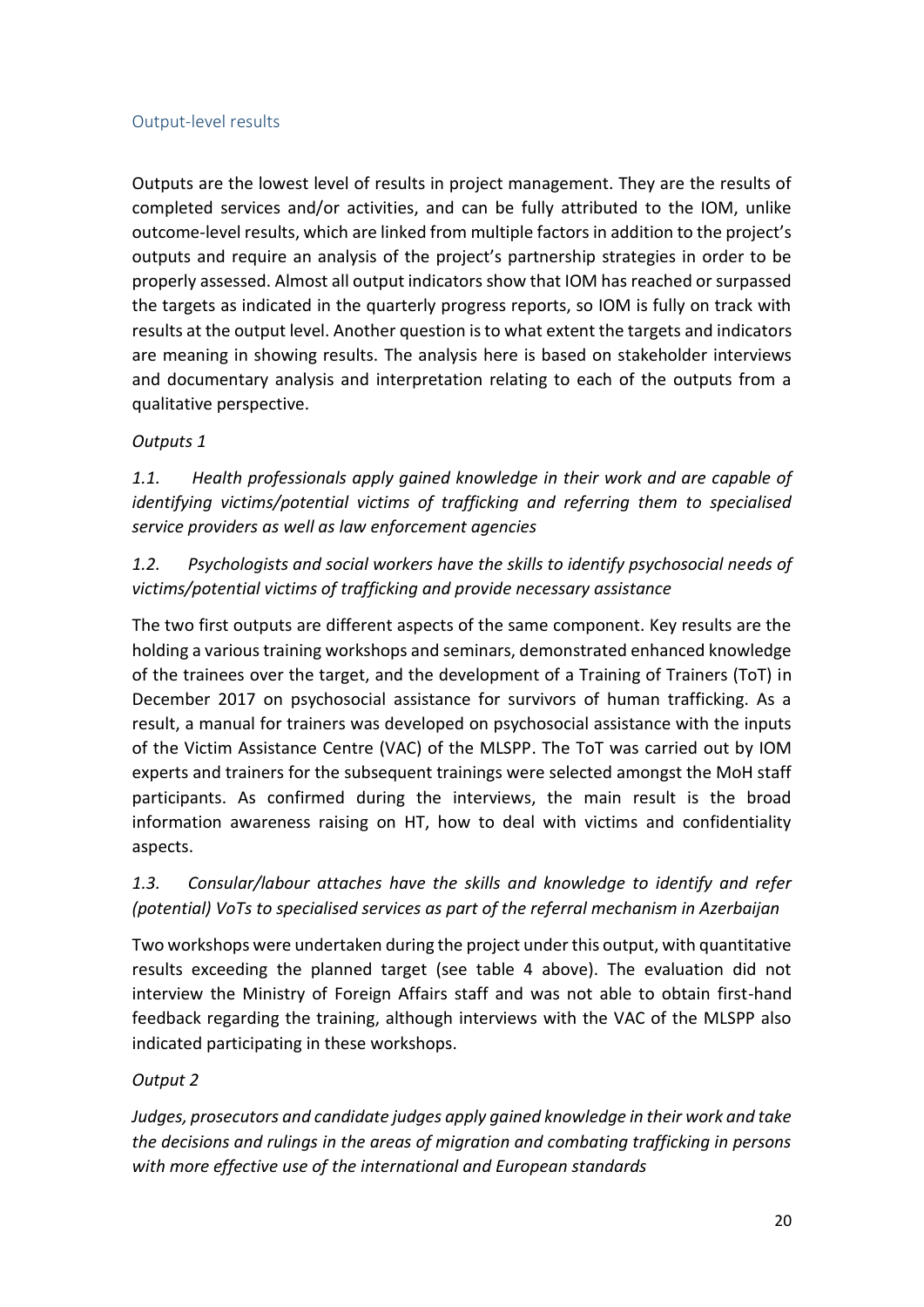### Output-level results

Outputs are the lowest level of results in project management. They are the results of completed services and/or activities, and can be fully attributed to the IOM, unlike outcome-level results, which are linked from multiple factors in addition to the project's outputs and require an analysis of the project's partnership strategies in order to be properly assessed. Almost all output indicators show that IOM has reached or surpassed the targets as indicated in the quarterly progress reports, so IOM is fully on track with results at the output level. Another question is to what extent the targets and indicators are meaning in showing results. The analysis here is based on stakeholder interviews and documentary analysis and interpretation relating to each of the outputs from a qualitative perspective.

*Outputs 1*

*1.1. Health professionals apply gained knowledge in their work and are capable of identifying victims/potential victims of trafficking and referring them to specialised service providers as well as law enforcement agencies*

*1.2. Psychologists and social workers have the skills to identify psychosocial needs of victims/potential victims of trafficking and provide necessary assistance*

The two first outputs are different aspects of the same component. Key results are the holding a various training workshops and seminars, demonstrated enhanced knowledge of the trainees over the target, and the development of a Training of Trainers (ToT) in December 2017 on psychosocial assistance for survivors of human trafficking. As a result, a manual for trainers was developed on psychosocial assistance with the inputs of the Victim Assistance Centre (VAC) of the MLSPP. The ToT was carried out by IOM experts and trainers for the subsequent trainings were selected amongst the MoH staff participants. As confirmed during the interviews, the main result is the broad information awareness raising on HT, how to deal with victims and confidentiality aspects.

*1.3. Consular/labour attaches have the skills and knowledge to identify and refer (potential) VoTs to specialised services as part of the referral mechanism in Azerbaijan*

Two workshops were undertaken during the project under this output, with quantitative results exceeding the planned target (see table 4 above). The evaluation did not interview the Ministry of Foreign Affairs staff and was not able to obtain first-hand feedback regarding the training, although interviews with the VAC of the MLSPP also indicated participating in these workshops.

*Output 2*

*Judges, prosecutors and candidate judges apply gained knowledge in their work and take the decisions and rulings in the areas of migration and combating trafficking in persons with more effective use of the international and European standards*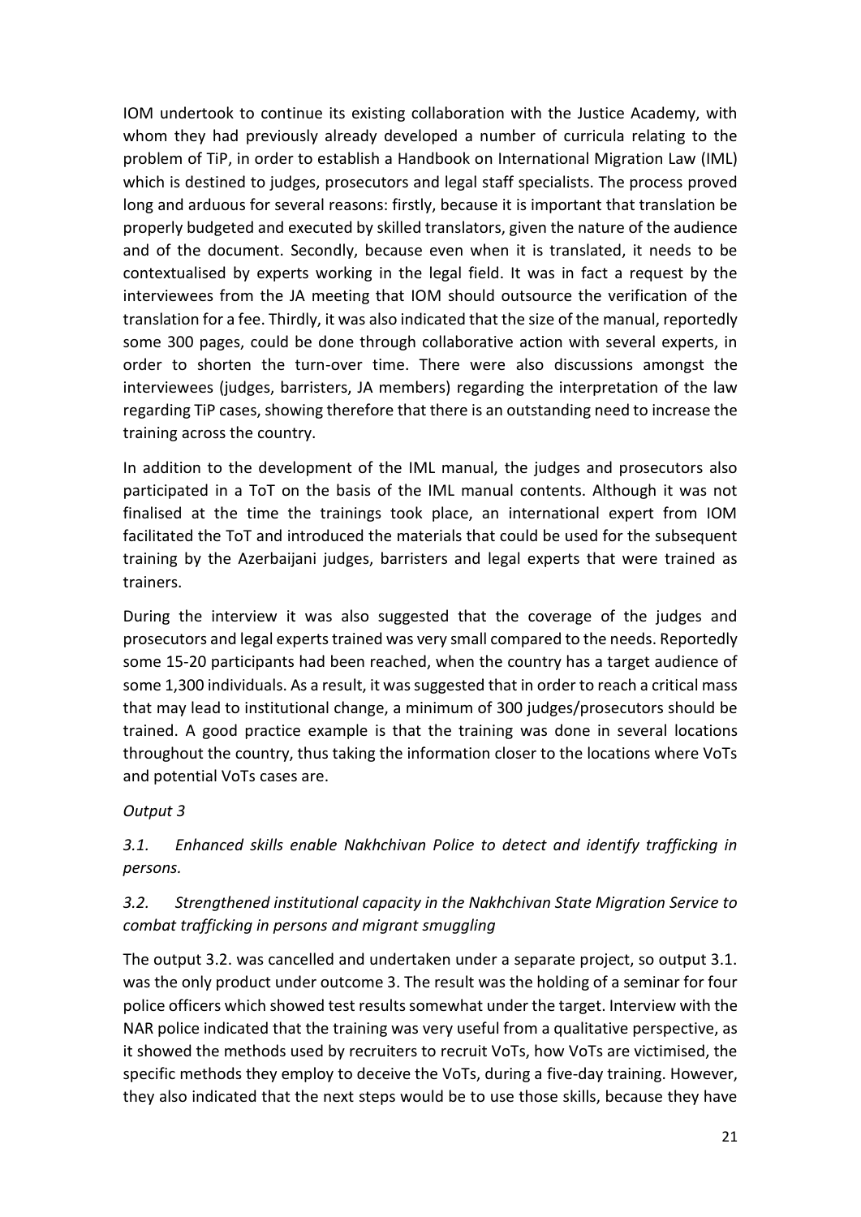IOM undertook to continue its existing collaboration with the Justice Academy, with whom they had previously already developed a number of curricula relating to the problem of TiP, in order to establish a Handbook on International Migration Law (IML) which is destined to judges, prosecutors and legal staff specialists. The process proved long and arduous for several reasons: firstly, because it is important that translation be properly budgeted and executed by skilled translators, given the nature of the audience and of the document. Secondly, because even when it is translated, it needs to be contextualised by experts working in the legal field. It was in fact a request by the interviewees from the JA meeting that IOM should outsource the verification of the translation for a fee. Thirdly, it was also indicated that the size of the manual, reportedly some 300 pages, could be done through collaborative action with several experts, in order to shorten the turn-over time. There were also discussions amongst the interviewees (judges, barristers, JA members) regarding the interpretation of the law regarding TiP cases, showing therefore that there is an outstanding need to increase the training across the country.

In addition to the development of the IML manual, the judges and prosecutors also participated in a ToT on the basis of the IML manual contents. Although it was not finalised at the time the trainings took place, an international expert from IOM facilitated the ToT and introduced the materials that could be used for the subsequent training by the Azerbaijani judges, barristers and legal experts that were trained as trainers.

During the interview it was also suggested that the coverage of the judges and prosecutors and legal experts trained was very small compared to the needs. Reportedly some 15-20 participants had been reached, when the country has a target audience of some 1,300 individuals. As a result, it was suggested that in order to reach a critical mass that may lead to institutional change, a minimum of 300 judges/prosecutors should be trained. A good practice example is that the training was done in several locations throughout the country, thus taking the information closer to the locations where VoTs and potential VoTs cases are.

*Output 3*

*3.1. Enhanced skills enable Nakhchivan Police to detect and identify trafficking in persons.*

*3.2. Strengthened institutional capacity in the Nakhchivan State Migration Service to combat trafficking in persons and migrant smuggling*

The output 3.2. was cancelled and undertaken under a separate project, so output 3.1. was the only product under outcome 3. The result was the holding of a seminar for four police officers which showed test results somewhat under the target. Interview with the NAR police indicated that the training was very useful from a qualitative perspective, as it showed the methods used by recruiters to recruit VoTs, how VoTs are victimised, the specific methods they employ to deceive the VoTs, during a five-day training. However, they also indicated that the next steps would be to use those skills, because they have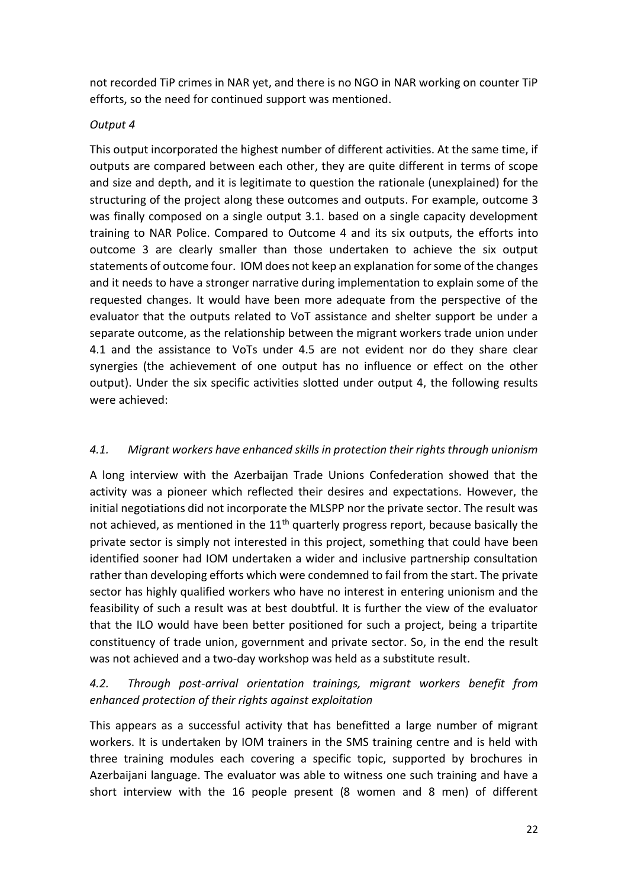not recorded TiP crimes in NAR yet, and there is no NGO in NAR working on counter TiP efforts, so the need for continued support was mentioned.

*Output 4*

This output incorporated the highest number of different activities. At the same time, if outputs are compared between each other, they are quite different in terms of scope and size and depth, and it is legitimate to question the rationale (unexplained) for the structuring of the project along these outcomes and outputs. For example, outcome 3 was finally composed on a single output 3.1. based on a single capacity development training to NAR Police. Compared to Outcome 4 and its six outputs, the efforts into outcome 3 are clearly smaller than those undertaken to achieve the six output statements of outcome four. IOM does not keep an explanation for some of the changes and it needs to have a stronger narrative during implementation to explain some of the requested changes. It would have been more adequate from the perspective of the evaluator that the outputs related to VoT assistance and shelter support be under a separate outcome, as the relationship between the migrant workers trade union under 4.1 and the assistance to VoTs under 4.5 are not evident nor do they share clear synergies (the achievement of one output has no influence or effect on the other output). Under the six specific activities slotted under output 4, the following results were achieved:

*4.1. Migrant workers have enhanced skills in protection their rights through unionism*

A long interview with the Azerbaijan Trade Unions Confederation showed that the activity was a pioneer which reflected their desires and expectations. However, the initial negotiations did not incorporate the MLSPP nor the private sector. The result was not achieved, as mentioned in the 11th quarterly progress report, because basically the private sector is simply not interested in this project, something that could have been identified sooner had IOM undertaken a wider and inclusive partnership consultation rather than developing efforts which were condemned to fail from the start. The private sector has highly qualified workers who have no interest in entering unionism and the feasibility of such a result was at best doubtful. It is further the view of the evaluator that the ILO would have been better positioned for such a project, being a tripartite constituency of trade union, government and private sector. So, in the end the result was not achieved and a two-day workshop was held as a substitute result.

*4.2. Through post-arrival orientation trainings, migrant workers benefit from enhanced protection of their rights against exploitation*

This appears as a successful activity that has benefitted a large number of migrant workers. It is undertaken by IOM trainers in the SMS training centre and is held with three training modules each covering a specific topic, supported by brochures in Azerbaijani language. The evaluator was able to witness one such training and have a short interview with the 16 people present (8 women and 8 men) of different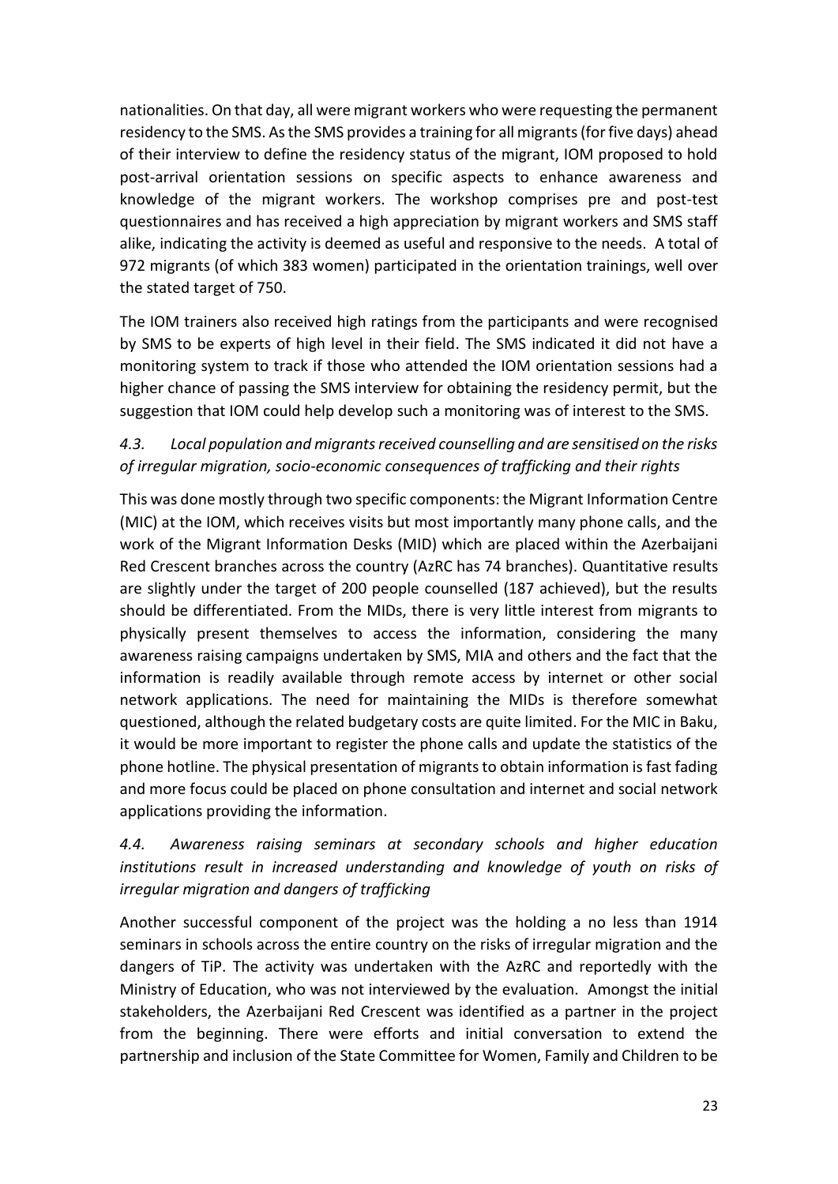nationalities. On that day, all were migrant workers who were requesting the permanent residency to the SMS. As the SMS provides a training for all migrants (for five days) ahead of their interview to define the residency status of the migrant, IOM proposed to hold post-arrival orientation sessions on specific aspects to enhance awareness and knowledge of the migrant workers. The workshop comprises pre and post-test questionnaires and has received a high appreciation by migrant workers and SMS staff alike, indicating the activity is deemed as useful and responsive to the needs. A total of 972 migrants (of which 383 women) participated in the orientation trainings, well over the stated target of 750.

The IOM trainers also received high ratings from the participants and were recognised by SMS to be experts of high level in their field. The SMS indicated it did not have a monitoring system to track if those who attended the IOM orientation sessions had a higher chance of passing the SMS interview for obtaining the residency permit, but the suggestion that IOM could help develop such a monitoring was of interest to the SMS.

### *4.3. Local population and migrants received counselling and are sensitised on the risks of irregular migration, socio-economic consequences of trafficking and their rights*

This was done mostly through two specific components: the Migrant Information Centre (MIC) at the IOM, which receives visits but most importantly many phone calls, and the work of the Migrant Information Desks (MID) which are placed within the Azerbaijani Red Crescent branches across the country (AzRC has 74 branches). Quantitative results are slightly under the target of 200 people counselled (187 achieved), but the results should be differentiated. From the MIDs, there is very little interest from migrants to physically present themselves to access the information, considering the many awareness raising campaigns undertaken by SMS, MIA and others and the fact that the information is readily available through remote access by internet or other social network applications. The need for maintaining the MIDs is therefore somewhat questioned, although the related budgetary costs are quite limited. For the MIC in Baku, it would be more important to register the phone calls and update the statistics of the phone hotline. The physical presentation of migrants to obtain information is fast fading and more focus could be placed on phone consultation and internet and social network applications providing the information.

### *4.4. Awareness raising seminars at secondary schools and higher education institutions result in increased understanding and knowledge of youth on risks of irregular migration and dangers of trafficking*

Another successful component of the project was the holding a no less than 1914 seminars in schools across the entire country on the risks of irregular migration and the dangers of TiP. The activity was undertaken with the AzRC and reportedly with the Ministry of Education, who was not interviewed by the evaluation. Amongst the initial stakeholders, the Azerbaijani Red Crescent was identified as a partner in the project from the beginning. There were efforts and initial conversation to extend the partnership and inclusion of the State Committee for Women, Family and Children to be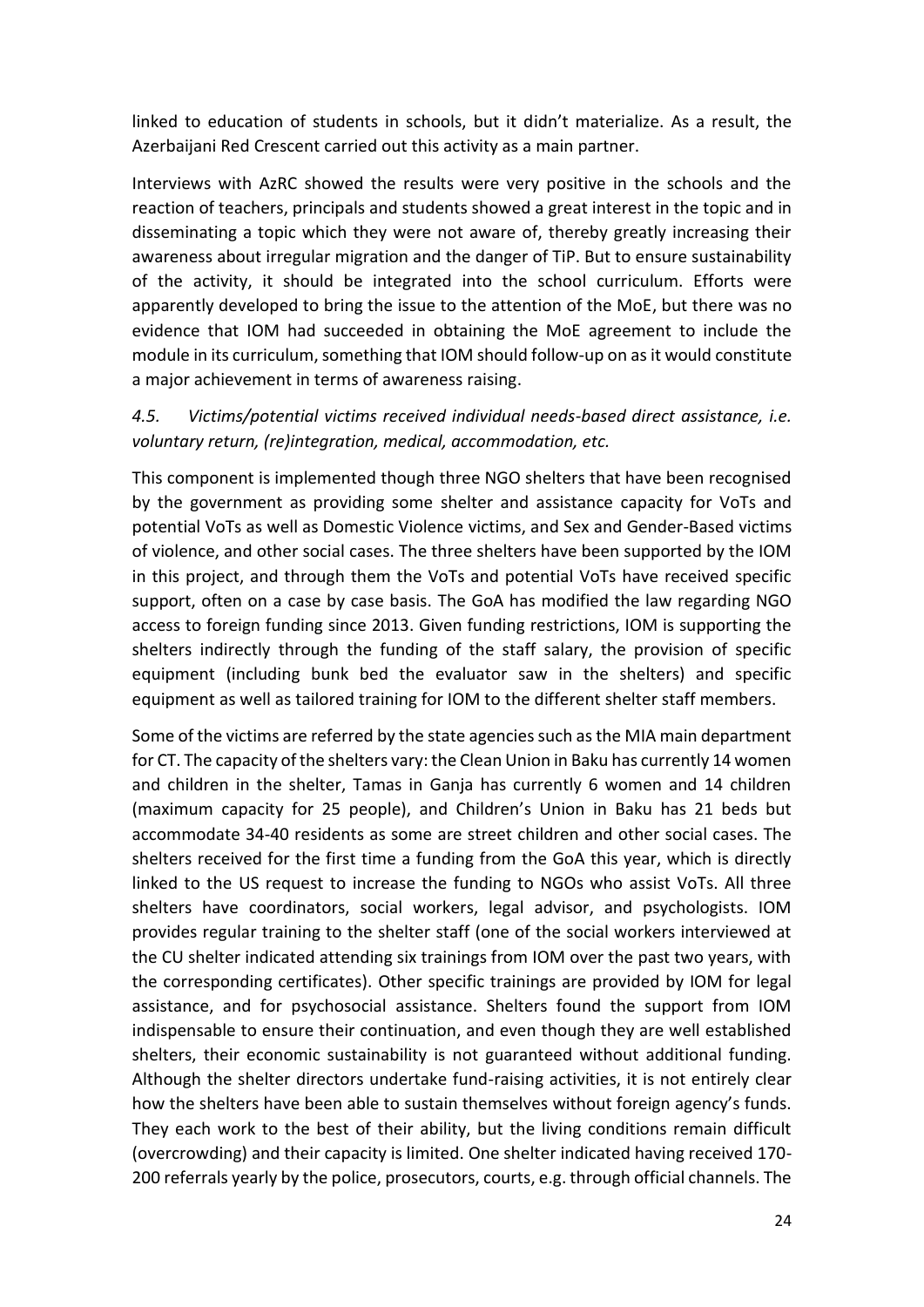linked to education of students in schools, but it didn't materialize. As a result, the Azerbaijani Red Crescent carried out this activity as a main partner.

Interviews with AzRC showed the results were very positive in the schools and the reaction of teachers, principals and students showed a great interest in the topic and in disseminating a topic which they were not aware of, thereby greatly increasing their awareness about irregular migration and the danger of TiP. But to ensure sustainability of the activity, it should be integrated into the school curriculum. Efforts were apparently developed to bring the issue to the attention of the MoE, but there was no evidence that IOM had succeeded in obtaining the MoE agreement to include the module in its curriculum, something that IOM should follow-up on as it would constitute a major achievement in terms of awareness raising.

### *4.5. Victims/potential victims received individual needs-based direct assistance, i.e. voluntary return, (re)integration, medical, accommodation, etc.*

This component is implemented though three NGO shelters that have been recognised by the government as providing some shelter and assistance capacity for VoTs and potential VoTs as well as Domestic Violence victims, and Sex and Gender-Based victims of violence, and other social cases. The three shelters have been supported by the IOM in this project, and through them the VoTs and potential VoTs have received specific support, often on a case by case basis. The GoA has modified the law regarding NGO access to foreign funding since 2013. Given funding restrictions, IOM is supporting the shelters indirectly through the funding of the staff salary, the provision of specific equipment (including bunk bed the evaluator saw in the shelters) and specific equipment as well as tailored training for IOM to the different shelter staff members.

Some of the victims are referred by the state agencies such as the MIA main department for CT. The capacity of the shelters vary: the Clean Union in Baku has currently 14 women and children in the shelter, Tamas in Ganja has currently 6 women and 14 children (maximum capacity for 25 people), and Children's Union in Baku has 21 beds but accommodate 34-40 residents as some are street children and other social cases. The shelters received for the first time a funding from the GoA this year, which is directly linked to the US request to increase the funding to NGOs who assist VoTs. All three shelters have coordinators, social workers, legal advisor, and psychologists. IOM provides regular training to the shelter staff (one of the social workers interviewed at the CU shelter indicated attending six trainings from IOM over the past two years, with the corresponding certificates). Other specific trainings are provided by IOM for legal assistance, and for psychosocial assistance. Shelters found the support from IOM indispensable to ensure their continuation, and even though they are well established shelters, their economic sustainability is not guaranteed without additional funding. Although the shelter directors undertake fund-raising activities, it is not entirely clear how the shelters have been able to sustain themselves without foreign agency's funds. They each work to the best of their ability, but the living conditions remain difficult (overcrowding) and their capacity is limited. One shelter indicated having received 170-200 referrals yearly by the police, prosecutors, courts, e.g. through official channels. The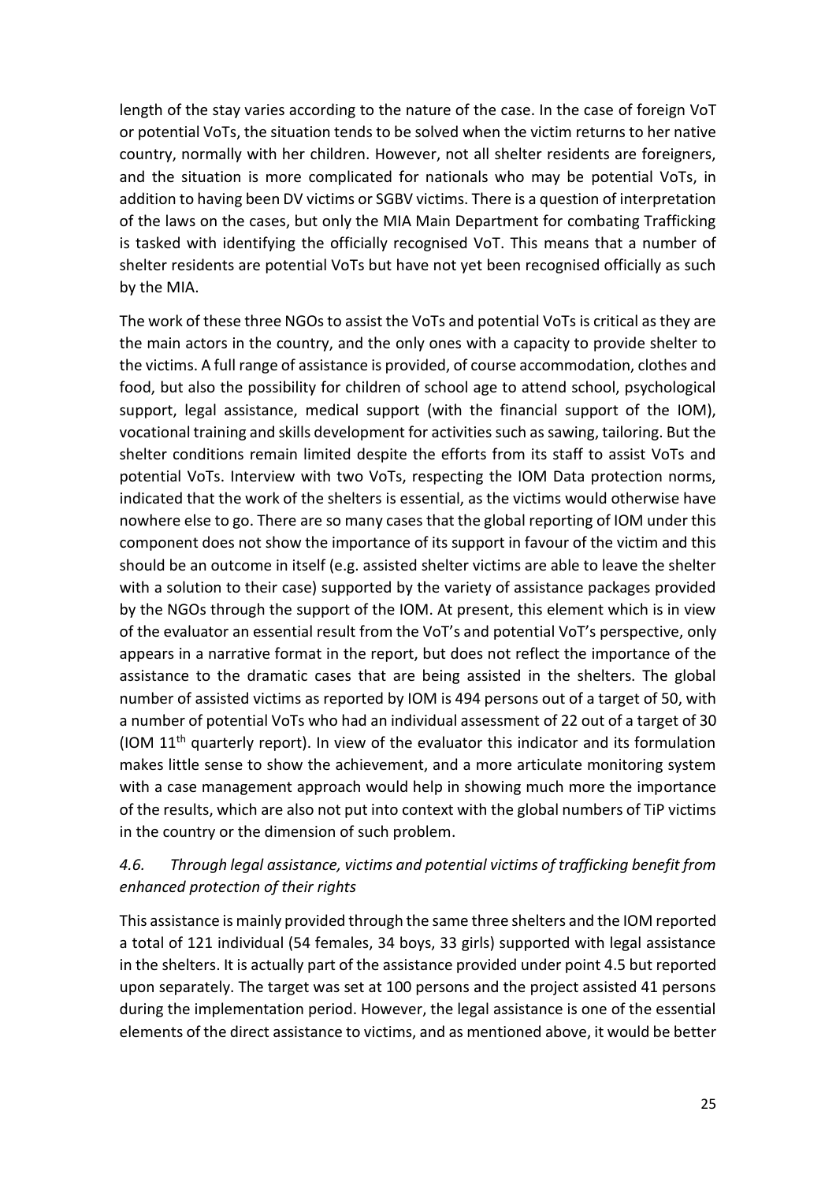length of the stay varies according to the nature of the case. In the case of foreign VoT or potential VoTs, the situation tends to be solved when the victim returns to her native country, normally with her children. However, not all shelter residents are foreigners, and the situation is more complicated for nationals who may be potential VoTs, in addition to having been DV victims or SGBV victims. There is a question of interpretation of the laws on the cases, but only the MIA Main Department for combating Trafficking is tasked with identifying the officially recognised VoT. This means that a number of shelter residents are potential VoTs but have not yet been recognised officially as such by the MIA.

The work of these three NGOs to assist the VoTs and potential VoTs is critical as they are the main actors in the country, and the only ones with a capacity to provide shelter to the victims. A full range of assistance is provided, of course accommodation, clothes and food, but also the possibility for children of school age to attend school, psychological support, legal assistance, medical support (with the financial support of the IOM), vocational training and skills development for activities such as sawing, tailoring. But the shelter conditions remain limited despite the efforts from its staff to assist VoTs and potential VoTs. Interview with two VoTs, respecting the IOM Data protection norms, indicated that the work of the shelters is essential, as the victims would otherwise have nowhere else to go. There are so many cases that the global reporting of IOM under this component does not show the importance of its support in favour of the victim and this should be an outcome in itself (e.g. assisted shelter victims are able to leave the shelter with a solution to their case) supported by the variety of assistance packages provided by the NGOs through the support of the IOM. At present, this element which is in view of the evaluator an essential result from the VoT's and potential VoT's perspective, only appears in a narrative format in the report, but does not reflect the importance of the assistance to the dramatic cases that are being assisted in the shelters. The global number of assisted victims as reported by IOM is 494 persons out of a target of 50, with a number of potential VoTs who had an individual assessment of 22 out of a target of 30 (IOM 11th quarterly report). In view of the evaluator this indicator and its formulation makes little sense to show the achievement, and a more articulate monitoring system with a case management approach would help in showing much more the importance of the results, which are also not put into context with the global numbers of TiP victims in the country or the dimension of such problem.

### *4.6. Through legal assistance, victims and potential victims of trafficking benefit from enhanced protection of their rights*

This assistance is mainly provided through the same three shelters and the IOM reported a total of 121 individual (54 females, 34 boys, 33 girls) supported with legal assistance in the shelters. It is actually part of the assistance provided under point 4.5 but reported upon separately. The target was set at 100 persons and the project assisted 41 persons during the implementation period. However, the legal assistance is one of the essential elements of the direct assistance to victims, and as mentioned above, it would be better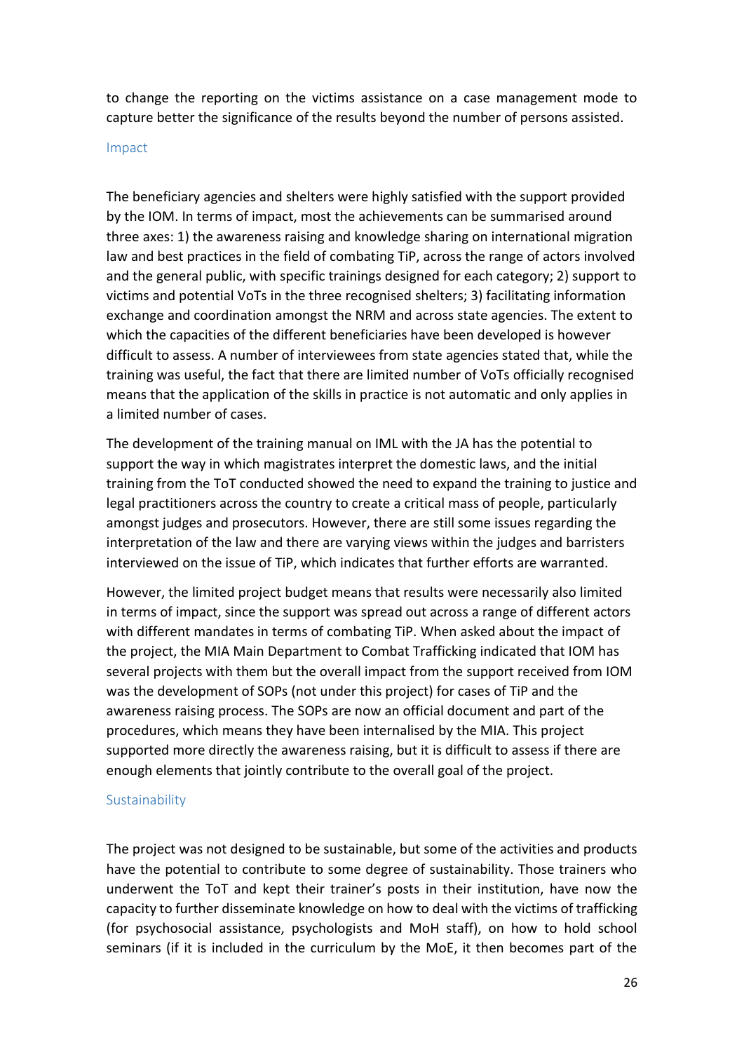to change the reporting on the victims assistance on a case management mode to capture better the significance of the results beyond the number of persons assisted.

### Impact

The beneficiary agencies and shelters were highly satisfied with the support provided by the IOM. In terms of impact, most the achievements can be summarised around three axes: 1) the awareness raising and knowledge sharing on international migration law and best practices in the field of combating TiP, across the range of actors involved and the general public, with specific trainings designed for each category; 2) support to victims and potential VoTs in the three recognised shelters; 3) facilitating information exchange and coordination amongst the NRM and across state agencies. The extent to which the capacities of the different beneficiaries have been developed is however difficult to assess. A number of interviewees from state agencies stated that, while the training was useful, the fact that there are limited number of VoTs officially recognised means that the application of the skills in practice is not automatic and only applies in a limited number of cases.

The development of the training manual on IML with the JA has the potential to support the way in which magistrates interpret the domestic laws, and the initial training from the ToT conducted showed the need to expand the training to justice and legal practitioners across the country to create a critical mass of people, particularly amongst judges and prosecutors. However, there are still some issues regarding the interpretation of the law and there are varying views within the judges and barristers interviewed on the issue of TiP, which indicates that further efforts are warranted.

However, the limited project budget means that results were necessarily also limited in terms of impact, since the support was spread out across a range of different actors with different mandates in terms of combating TiP. When asked about the impact of the project, the MIA Main Department to Combat Trafficking indicated that IOM has several projects with them but the overall impact from the support received from IOM was the development of SOPs (not under this project) for cases of TiP and the awareness raising process. The SOPs are now an official document and part of the procedures, which means they have been internalised by the MIA. This project supported more directly the awareness raising, but it is difficult to assess if there are enough elements that jointly contribute to the overall goal of the project.

### Sustainability

The project was not designed to be sustainable, but some of the activities and products have the potential to contribute to some degree of sustainability. Those trainers who underwent the ToT and kept their trainer's posts in their institution, have now the capacity to further disseminate knowledge on how to deal with the victims of trafficking (for psychosocial assistance, psychologists and MoH staff), on how to hold school seminars (if it is included in the curriculum by the MoE, it then becomes part of the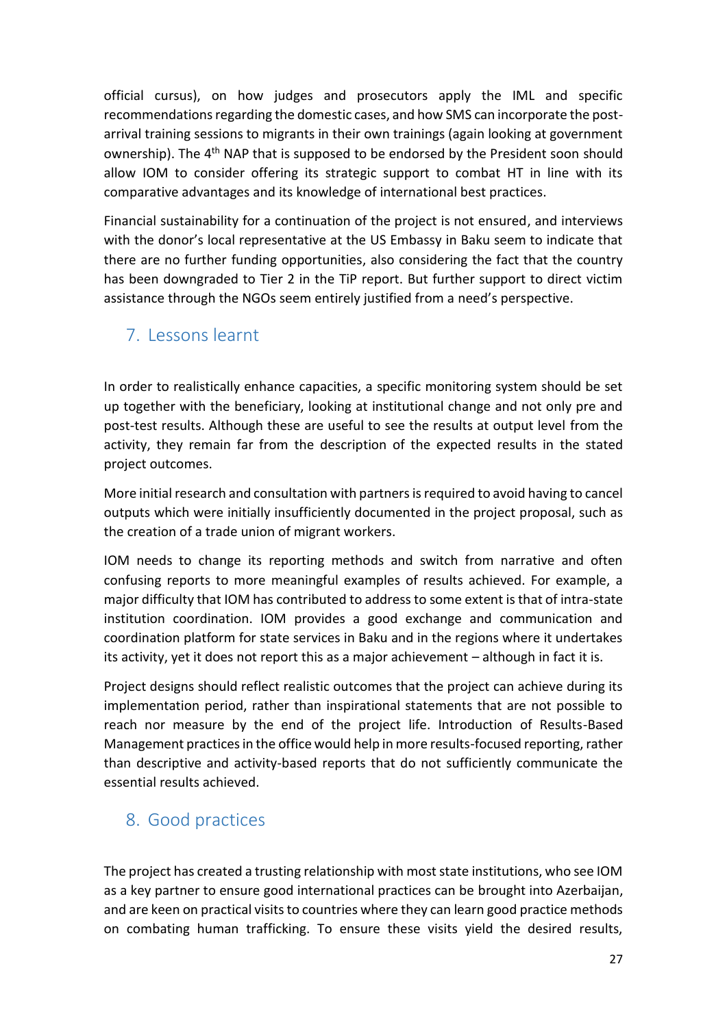official cursus), on how judges and prosecutors apply the IML and specific recommendations regarding the domestic cases, and how SMS can incorporate the post-arrival training sessions to migrants in their own trainings (again looking at government ownership). The 4th NAP that is supposed to be endorsed by the President soon should allow IOM to consider offering its strategic support to combat HT in line with its comparative advantages and its knowledge of international best practices.

Financial sustainability for a continuation of the project is not ensured, and interviews with the donor's local representative at the US Embassy in Baku seem to indicate that there are no further funding opportunities, also considering the fact that the country has been downgraded to Tier 2 in the TiP report. But further support to direct victim assistance through the NGOs seem entirely justified from a need's perspective.

## 7. Lessons learnt

In order to realistically enhance capacities, a specific monitoring system should be set up together with the beneficiary, looking at institutional change and not only pre and post-test results. Although these are useful to see the results at output level from the activity, they remain far from the description of the expected results in the stated project outcomes.

More initial research and consultation with partners is required to avoid having to cancel outputs which were initially insufficiently documented in the project proposal, such as the creation of a trade union of migrant workers.

IOM needs to change its reporting methods and switch from narrative and often confusing reports to more meaningful examples of results achieved. For example, a major difficulty that IOM has contributed to address to some extent is that of intra-state institution coordination. IOM provides a good exchange and communication and coordination platform for state services in Baku and in the regions where it undertakes its activity, yet it does not report this as a major achievement – although in fact it is.

Project designs should reflect realistic outcomes that the project can achieve during its implementation period, rather than inspirational statements that are not possible to reach nor measure by the end of the project life. Introduction of Results-Based Management practices in the office would help in more results-focused reporting, rather than descriptive and activity-based reports that do not sufficiently communicate the essential results achieved.

## 8. Good practices

The project has created a trusting relationship with most state institutions, who see IOM as a key partner to ensure good international practices can be brought into Azerbaijan, and are keen on practical visits to countries where they can learn good practice methods on combating human trafficking. To ensure these visits yield the desired results,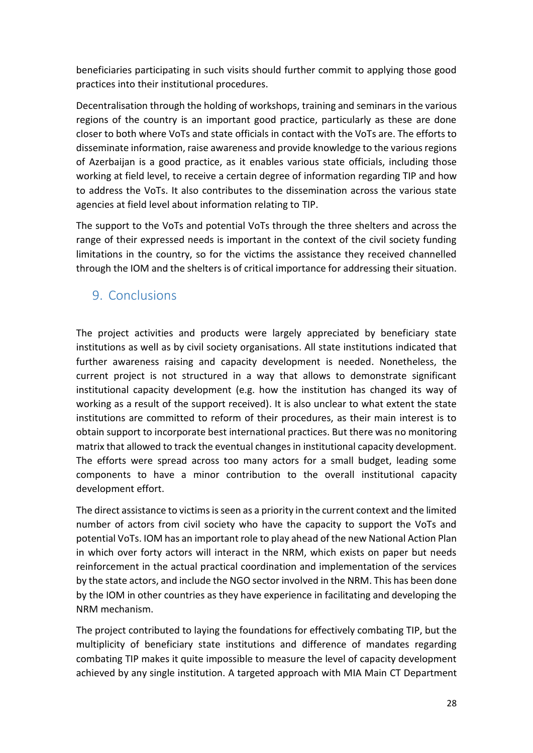beneficiaries participating in such visits should further commit to applying those good practices into their institutional procedures.

Decentralisation through the holding of workshops, training and seminars in the various regions of the country is an important good practice, particularly as these are done closer to both where VoTs and state officials in contact with the VoTs are. The efforts to disseminate information, raise awareness and provide knowledge to the various regions of Azerbaijan is a good practice, as it enables various state officials, including those working at field level, to receive a certain degree of information regarding TIP and how to address the VoTs. It also contributes to the dissemination across the various state agencies at field level about information relating to TIP.

The support to the VoTs and potential VoTs through the three shelters and across the range of their expressed needs is important in the context of the civil society funding limitations in the country, so for the victims the assistance they received channelled through the IOM and the shelters is of critical importance for addressing their situation.

## 9. Conclusions

The project activities and products were largely appreciated by beneficiary state institutions as well as by civil society organisations. All state institutions indicated that further awareness raising and capacity development is needed. Nonetheless, the current project is not structured in a way that allows to demonstrate significant institutional capacity development (e.g. how the institution has changed its way of working as a result of the support received). It is also unclear to what extent the state institutions are committed to reform of their procedures, as their main interest is to obtain support to incorporate best international practices. But there was no monitoring matrix that allowed to track the eventual changes in institutional capacity development. The efforts were spread across too many actors for a small budget, leading some components to have a minor contribution to the overall institutional capacity development effort.

The direct assistance to victims is seen as a priority in the current context and the limited number of actors from civil society who have the capacity to support the VoTs and potential VoTs. IOM has an important role to play ahead of the new National Action Plan in which over forty actors will interact in the NRM, which exists on paper but needs reinforcement in the actual practical coordination and implementation of the services by the state actors, and include the NGO sector involved in the NRM. This has been done by the IOM in other countries as they have experience in facilitating and developing the NRM mechanism.

The project contributed to laying the foundations for effectively combating TIP, but the multiplicity of beneficiary state institutions and difference of mandates regarding combating TIP makes it quite impossible to measure the level of capacity development achieved by any single institution. A targeted approach with MIA Main CT Department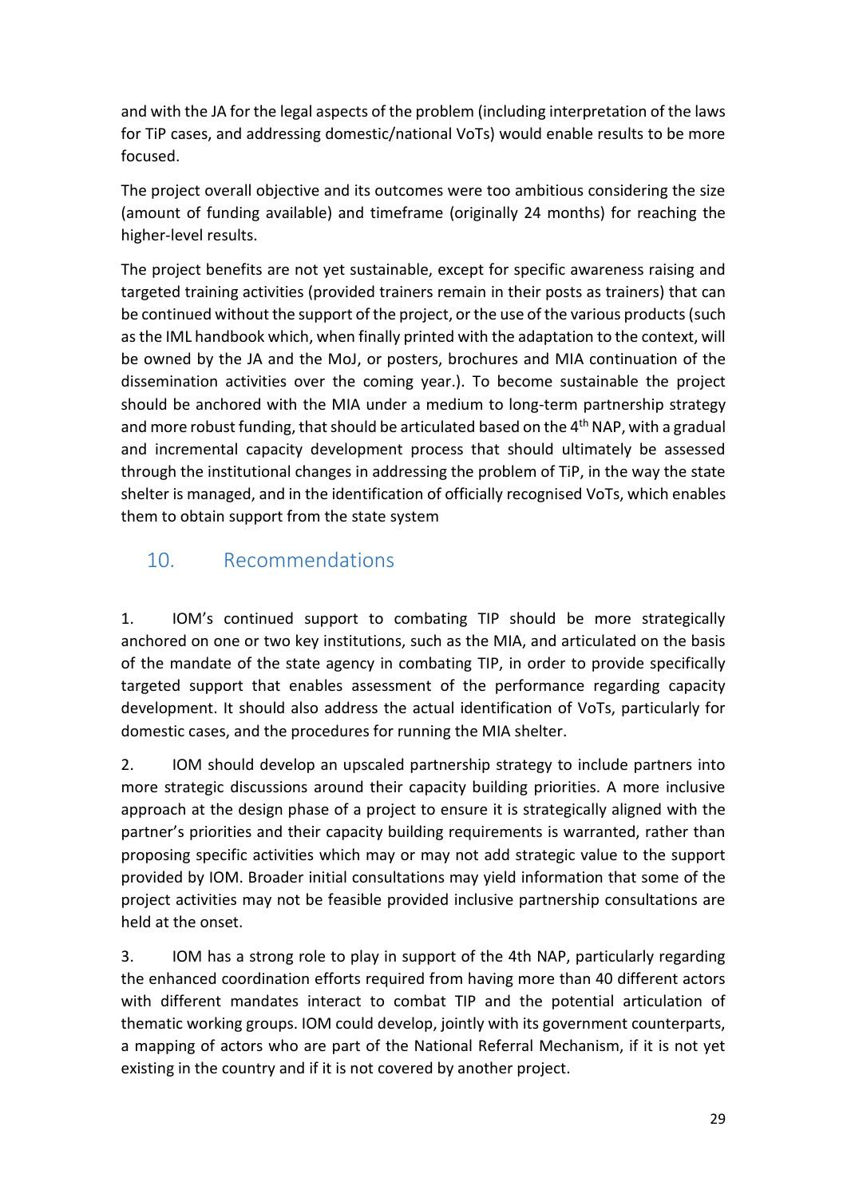and with the JA for the legal aspects of the problem (including interpretation of the laws for TiP cases, and addressing domestic/national VoTs) would enable results to be more focused.

The project overall objective and its outcomes were too ambitious considering the size (amount of funding available) and timeframe (originally 24 months) for reaching the higher-level results.

The project benefits are not yet sustainable, except for specific awareness raising and targeted training activities (provided trainers remain in their posts as trainers) that can be continued without the support of the project, or the use of the various products (such as the IML handbook which, when finally printed with the adaptation to the context, will be owned by the JA and the MoJ, or posters, brochures and MIA continuation of the dissemination activities over the coming year.). To become sustainable the project should be anchored with the MIA under a medium to long-term partnership strategy and more robust funding, that should be articulated based on the 4th NAP, with a gradual and incremental capacity development process that should ultimately be assessed through the institutional changes in addressing the problem of TiP, in the way the state shelter is managed, and in the identification of officially recognised VoTs, which enables them to obtain support from the state system

## 10. Recommendations

1. IOM's continued support to combating TIP should be more strategically anchored on one or two key institutions, such as the MIA, and articulated on the basis of the mandate of the state agency in combating TIP, in order to provide specifically targeted support that enables assessment of the performance regarding capacity development. It should also address the actual identification of VoTs, particularly for domestic cases, and the procedures for running the MIA shelter.

2. IOM should develop an upscaled partnership strategy to include partners into more strategic discussions around their capacity building priorities. A more inclusive approach at the design phase of a project to ensure it is strategically aligned with the partner's priorities and their capacity building requirements is warranted, rather than proposing specific activities which may or may not add strategic value to the support provided by IOM. Broader initial consultations may yield information that some of the project activities may not be feasible provided inclusive partnership consultations are held at the onset.

3. IOM has a strong role to play in support of the 4th NAP, particularly regarding the enhanced coordination efforts required from having more than 40 different actors with different mandates interact to combat TIP and the potential articulation of thematic working groups. IOM could develop, jointly with its government counterparts, a mapping of actors who are part of the National Referral Mechanism, if it is not yet existing in the country and if it is not covered by another project.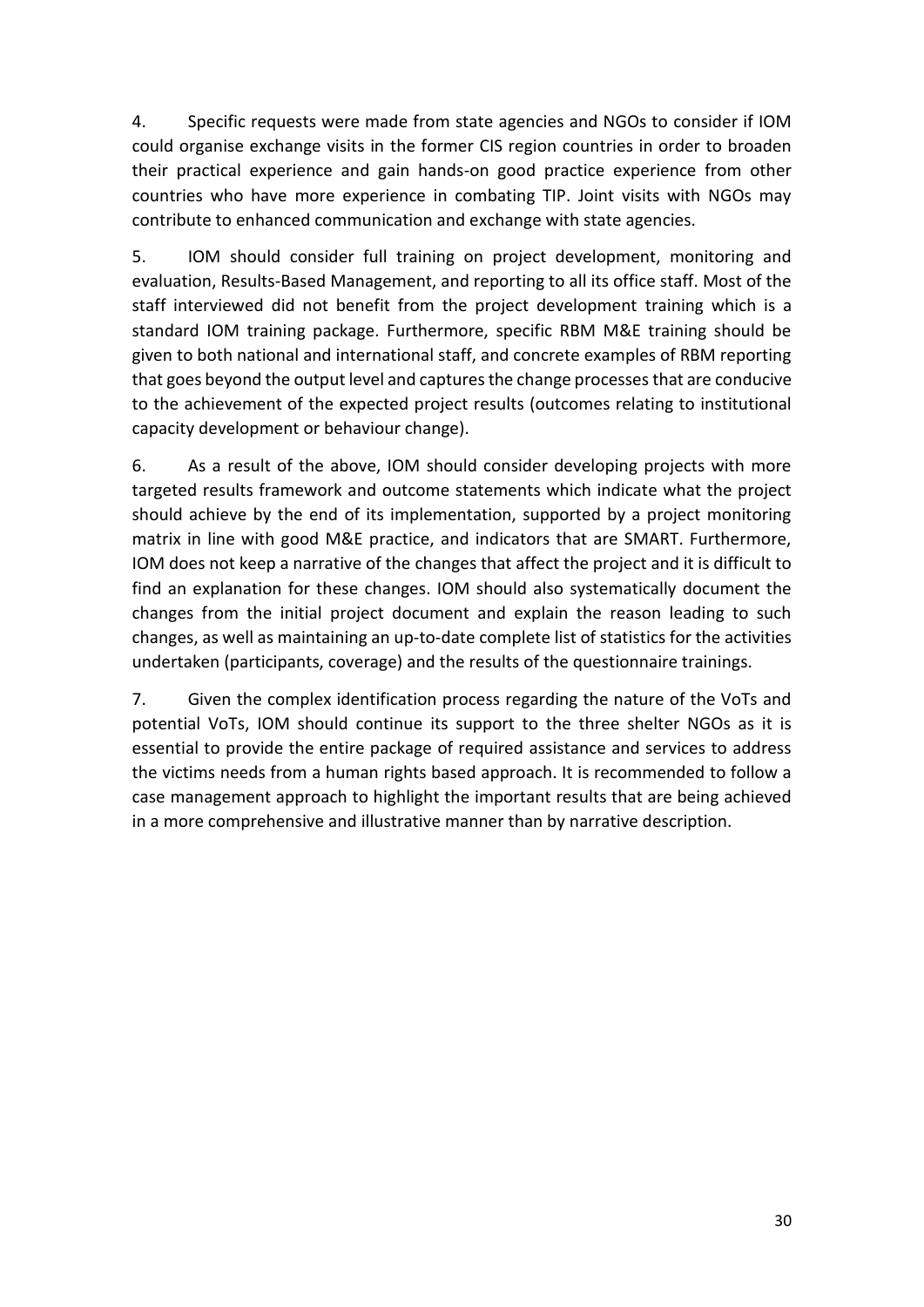4. Specific requests were made from state agencies and NGOs to consider if IOM could organise exchange visits in the former CIS region countries in order to broaden their practical experience and gain hands-on good practice experience from other countries who have more experience in combating TIP. Joint visits with NGOs may contribute to enhanced communication and exchange with state agencies.

5. IOM should consider full training on project development, monitoring and evaluation, Results-Based Management, and reporting to all its office staff. Most of the staff interviewed did not benefit from the project development training which is a standard IOM training package. Furthermore, specific RBM M&E training should be given to both national and international staff, and concrete examples of RBM reporting that goes beyond the output level and captures the change processes that are conducive to the achievement of the expected project results (outcomes relating to institutional capacity development or behaviour change).

6. As a result of the above, IOM should consider developing projects with more targeted results framework and outcome statements which indicate what the project should achieve by the end of its implementation, supported by a project monitoring matrix in line with good M&E practice, and indicators that are SMART. Furthermore, IOM does not keep a narrative of the changes that affect the project and it is difficult to find an explanation for these changes. IOM should also systematically document the changes from the initial project document and explain the reason leading to such changes, as well as maintaining an up-to-date complete list of statistics for the activities undertaken (participants, coverage) and the results of the questionnaire trainings.

7. Given the complex identification process regarding the nature of the VoTs and potential VoTs, IOM should continue its support to the three shelter NGOs as it is essential to provide the entire package of required assistance and services to address the victims needs from a human rights based approach. It is recommended to follow a case management approach to highlight the important results that are being achieved in a more comprehensive and illustrative manner than by narrative description.